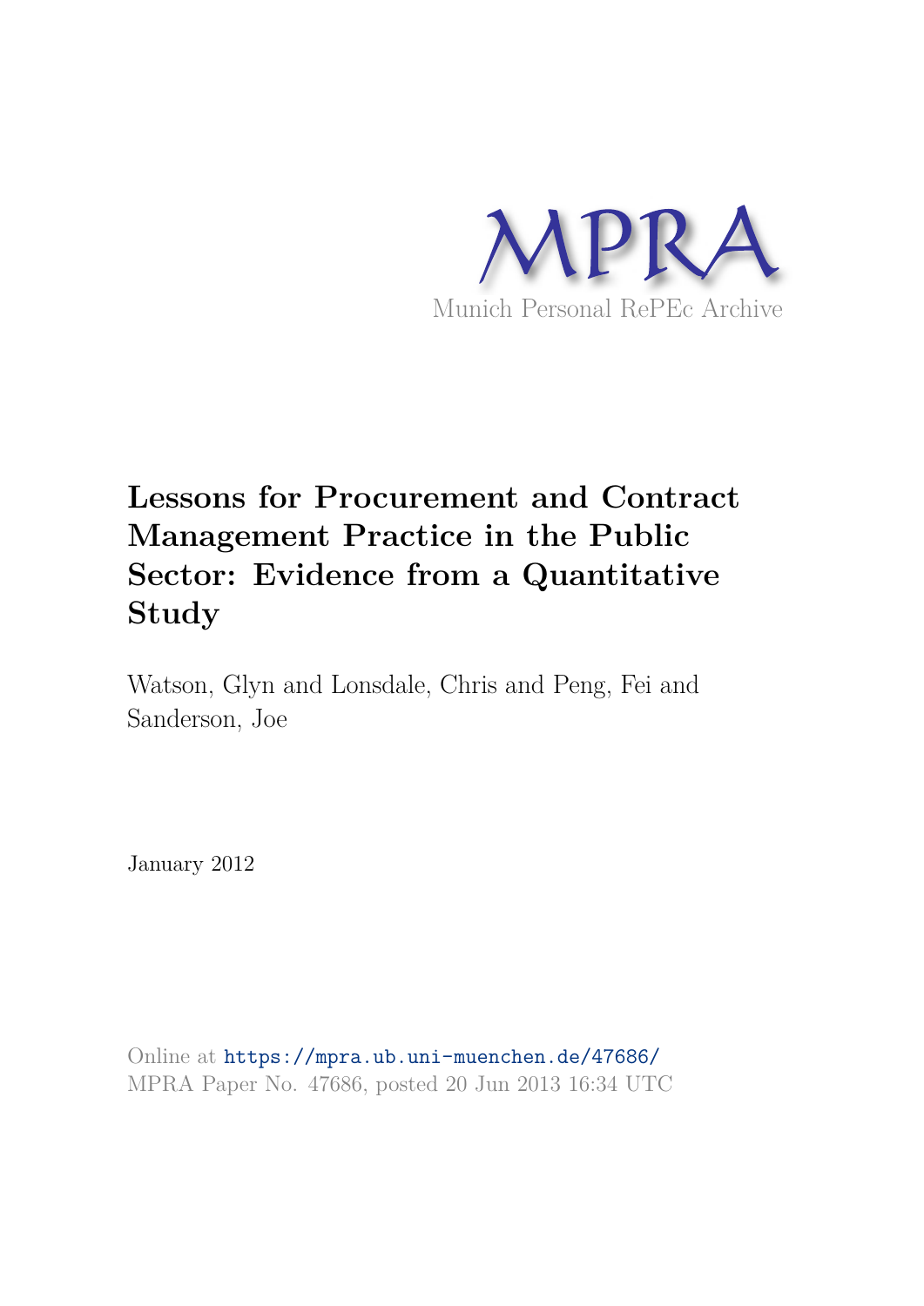MPRA

Munich Personal RePEc Archive

# Lessons for Procurement and Contract Management Practice in the Public Sector: Evidence from a Quantitative Study

Watson, Glyn and Lonsdale, Chris and Peng, Fei and Sanderson, Joe

January 2012

Online at https://mpra.ub.uni-muenchen.de/47686/
MPRA Paper No. 47686, posted 20 Jun 2013 16:34 UTC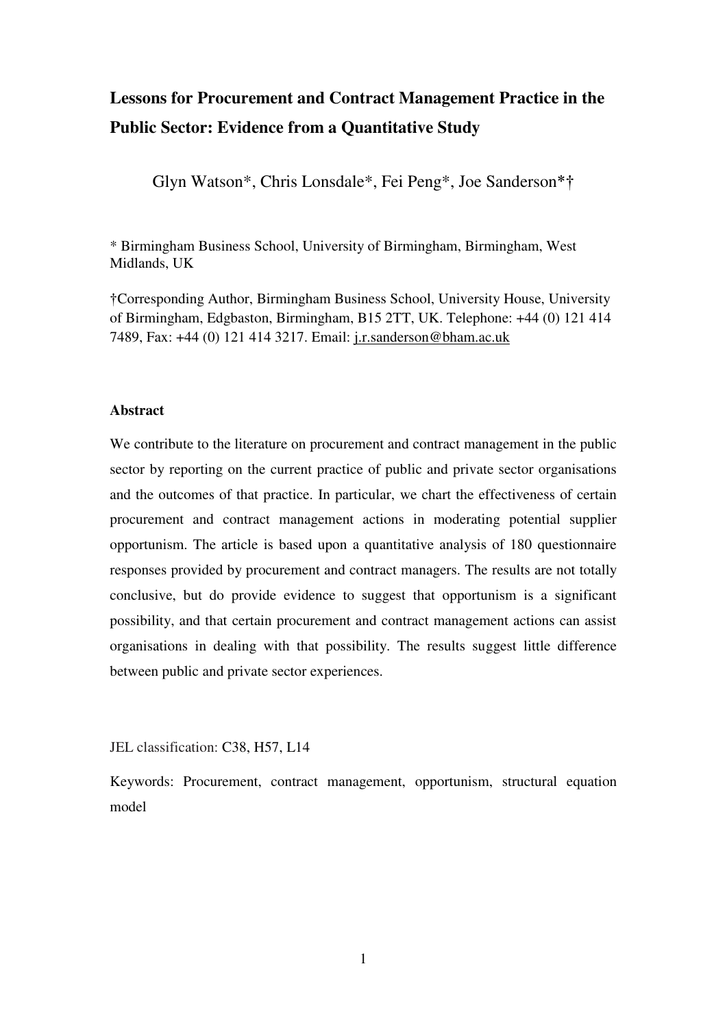# Lessons for Procurement and Contract Management Practice in the Public Sector: Evidence from a Quantitative Study

Glyn Watson*, Chris Lonsdale*, Fei Peng*, Joe Sanderson*†

* Birmingham Business School, University of Birmingham, Birmingham, West Midlands, UK

†Corresponding Author, Birmingham Business School, University House, University of Birmingham, Edgbaston, Birmingham, B15 2TT, UK. Telephone: +44 (0) 121 414 7489, Fax: +44 (0) 121 414 3217. Email: j.r.sanderson@bham.ac.uk

## Abstract

We contribute to the literature on procurement and contract management in the public sector by reporting on the current practice of public and private sector organisations and the outcomes of that practice. In particular, we chart the effectiveness of certain procurement and contract management actions in moderating potential supplier opportunism. The article is based upon a quantitative analysis of 180 questionnaire responses provided by procurement and contract managers. The results are not totally conclusive, but do provide evidence to suggest that opportunism is a significant possibility, and that certain procurement and contract management actions can assist organisations in dealing with that possibility. The results suggest little difference between public and private sector experiences.

JEL classification: C38, H57, L14

Keywords: Procurement, contract management, opportunism, structural equation model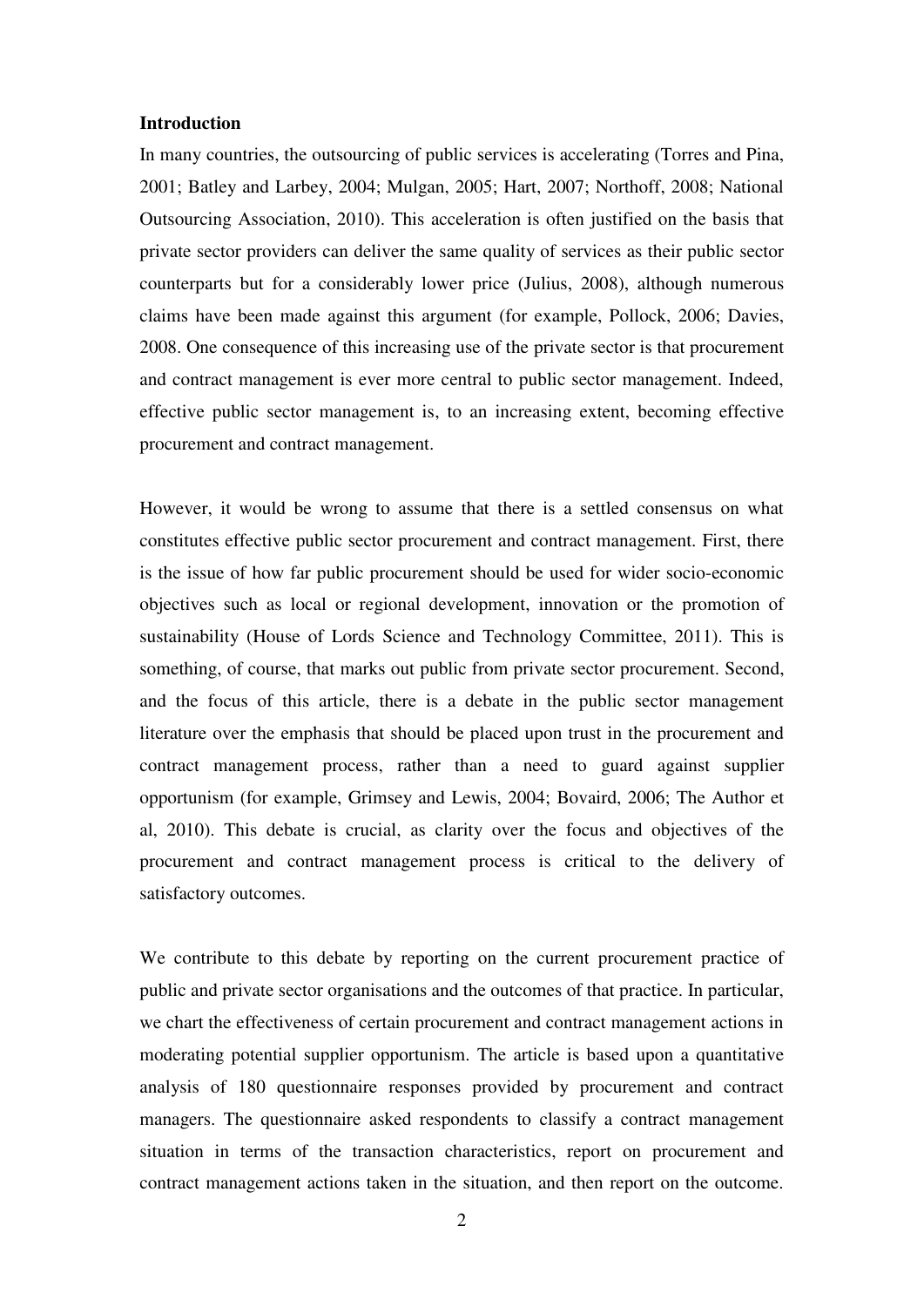## Introduction

In many countries, the outsourcing of public services is accelerating (Torres and Pina, 2001; Batley and Larbey, 2004; Mulgan, 2005; Hart, 2007; Northoff, 2008; National Outsourcing Association, 2010). This acceleration is often justified on the basis that private sector providers can deliver the same quality of services as their public sector counterparts but for a considerably lower price (Julius, 2008), although numerous claims have been made against this argument (for example, Pollock, 2006; Davies, 2008. One consequence of this increasing use of the private sector is that procurement and contract management is ever more central to public sector management. Indeed, effective public sector management is, to an increasing extent, becoming effective procurement and contract management.

However, it would be wrong to assume that there is a settled consensus on what constitutes effective public sector procurement and contract management. First, there is the issue of how far public procurement should be used for wider socio-economic objectives such as local or regional development, innovation or the promotion of sustainability (House of Lords Science and Technology Committee, 2011). This is something, of course, that marks out public from private sector procurement. Second, and the focus of this article, there is a debate in the public sector management literature over the emphasis that should be placed upon trust in the procurement and contract management process, rather than a need to guard against supplier opportunism (for example, Grimsey and Lewis, 2004; Bovaird, 2006; The Author et al, 2010). This debate is crucial, as clarity over the focus and objectives of the procurement and contract management process is critical to the delivery of satisfactory outcomes.

We contribute to this debate by reporting on the current procurement practice of public and private sector organisations and the outcomes of that practice. In particular, we chart the effectiveness of certain procurement and contract management actions in moderating potential supplier opportunism. The article is based upon a quantitative analysis of 180 questionnaire responses provided by procurement and contract managers. The questionnaire asked respondents to classify a contract management situation in terms of the transaction characteristics, report on procurement and contract management actions taken in the situation, and then report on the outcome.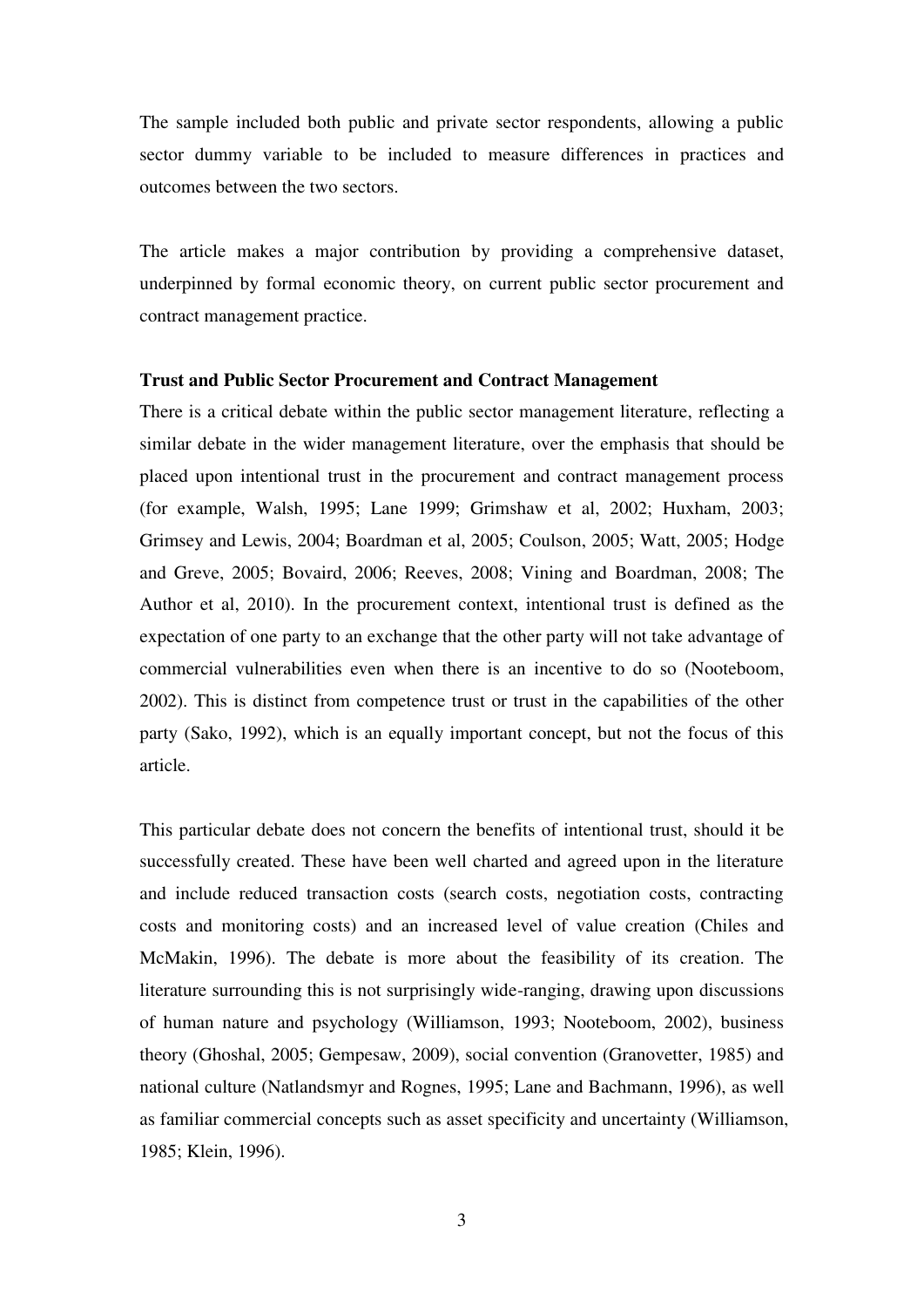The sample included both public and private sector respondents, allowing a public sector dummy variable to be included to measure differences in practices and outcomes between the two sectors.

The article makes a major contribution by providing a comprehensive dataset, underpinned by formal economic theory, on current public sector procurement and contract management practice.

**Trust and Public Sector Procurement and Contract Management**

There is a critical debate within the public sector management literature, reflecting a similar debate in the wider management literature, over the emphasis that should be placed upon intentional trust in the procurement and contract management process (for example, Walsh, 1995; Lane 1999; Grimshaw et al, 2002; Huxham, 2003; Grimsey and Lewis, 2004; Boardman et al, 2005; Coulson, 2005; Watt, 2005; Hodge and Greve, 2005; Bovaird, 2006; Reeves, 2008; Vining and Boardman, 2008; The Author et al, 2010). In the procurement context, intentional trust is defined as the expectation of one party to an exchange that the other party will not take advantage of commercial vulnerabilities even when there is an incentive to do so (Nooteboom, 2002). This is distinct from competence trust or trust in the capabilities of the other party (Sako, 1992), which is an equally important concept, but not the focus of this article.

This particular debate does not concern the benefits of intentional trust, should it be successfully created. These have been well charted and agreed upon in the literature and include reduced transaction costs (search costs, negotiation costs, contracting costs and monitoring costs) and an increased level of value creation (Chiles and McMakin, 1996). The debate is more about the feasibility of its creation. The literature surrounding this is not surprisingly wide-ranging, drawing upon discussions of human nature and psychology (Williamson, 1993; Nooteboom, 2002), business theory (Ghoshal, 2005; Gempesaw, 2009), social convention (Granovetter, 1985) and national culture (Natlandsmyr and Rognes, 1995; Lane and Bachmann, 1996), as well as familiar commercial concepts such as asset specificity and uncertainty (Williamson, 1985; Klein, 1996).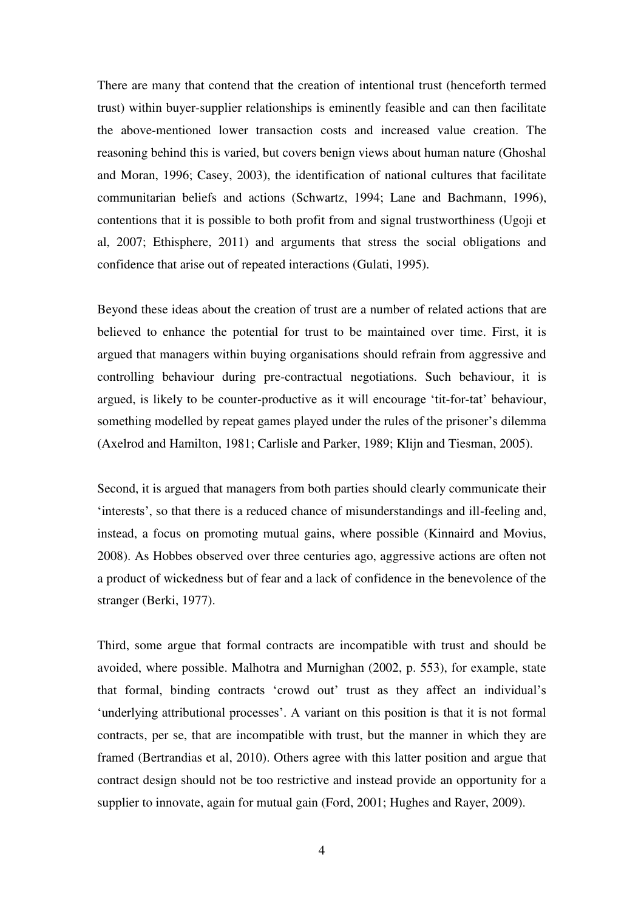There are many that contend that the creation of intentional trust (henceforth termed trust) within buyer-supplier relationships is eminently feasible and can then facilitate the above-mentioned lower transaction costs and increased value creation. The reasoning behind this is varied, but covers benign views about human nature (Ghoshal and Moran, 1996; Casey, 2003), the identification of national cultures that facilitate communitarian beliefs and actions (Schwartz, 1994; Lane and Bachmann, 1996), contentions that it is possible to both profit from and signal trustworthiness (Ugoji et al, 2007; Ethisphere, 2011) and arguments that stress the social obligations and confidence that arise out of repeated interactions (Gulati, 1995).

Beyond these ideas about the creation of trust are a number of related actions that are believed to enhance the potential for trust to be maintained over time. First, it is argued that managers within buying organisations should refrain from aggressive and controlling behaviour during pre-contractual negotiations. Such behaviour, it is argued, is likely to be counter-productive as it will encourage 'tit-for-tat' behaviour, something modelled by repeat games played under the rules of the prisoner's dilemma (Axelrod and Hamilton, 1981; Carlisle and Parker, 1989; Klijn and Tiesman, 2005).

Second, it is argued that managers from both parties should clearly communicate their 'interests', so that there is a reduced chance of misunderstandings and ill-feeling and, instead, a focus on promoting mutual gains, where possible (Kinnaird and Movius, 2008). As Hobbes observed over three centuries ago, aggressive actions are often not a product of wickedness but of fear and a lack of confidence in the benevolence of the stranger (Berki, 1977).

Third, some argue that formal contracts are incompatible with trust and should be avoided, where possible. Malhotra and Murnighan (2002, p. 553), for example, state that formal, binding contracts 'crowd out' trust as they affect an individual's 'underlying attributional processes'. A variant on this position is that it is not formal contracts, per se, that are incompatible with trust, but the manner in which they are framed (Bertrandias et al, 2010). Others agree with this latter position and argue that contract design should not be too restrictive and instead provide an opportunity for a supplier to innovate, again for mutual gain (Ford, 2001; Hughes and Rayer, 2009).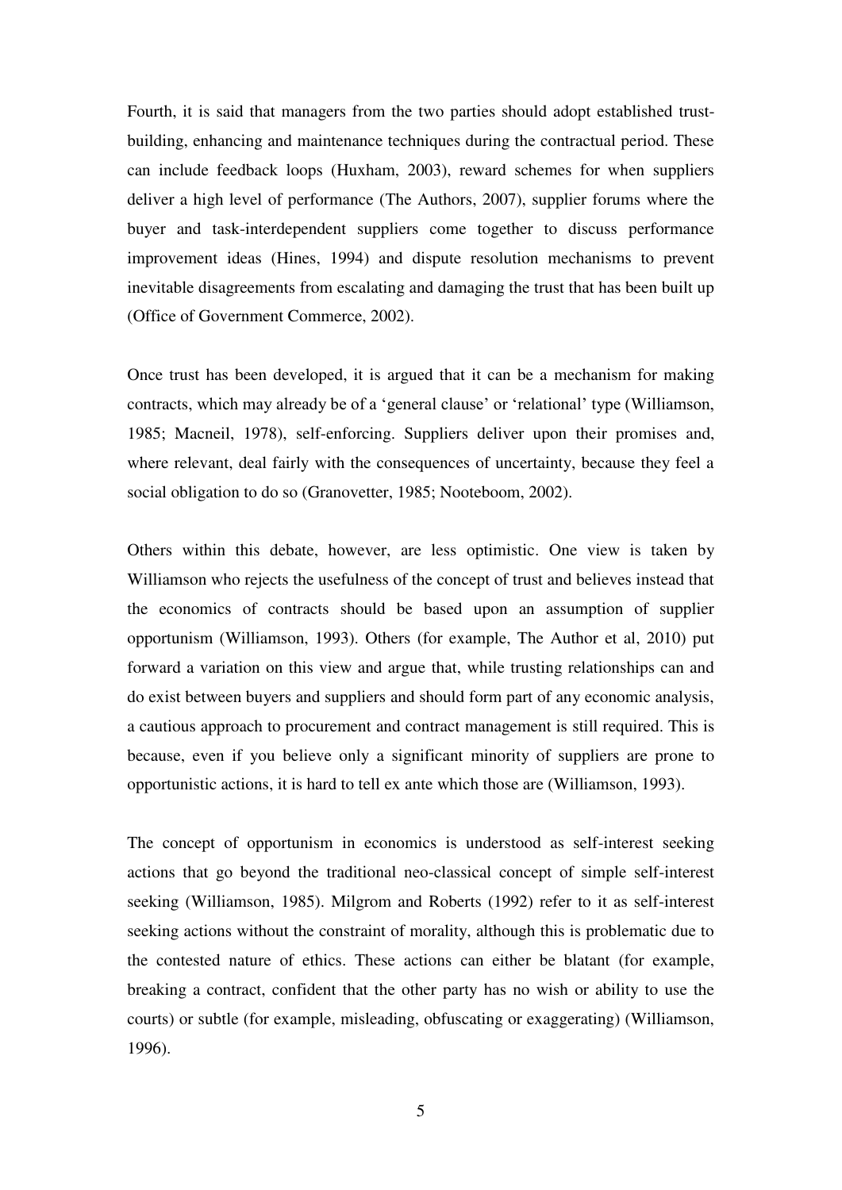Fourth, it is said that managers from the two parties should adopt established trust-building, enhancing and maintenance techniques during the contractual period. These can include feedback loops (Huxham, 2003), reward schemes for when suppliers deliver a high level of performance (The Authors, 2007), supplier forums where the buyer and task-interdependent suppliers come together to discuss performance improvement ideas (Hines, 1994) and dispute resolution mechanisms to prevent inevitable disagreements from escalating and damaging the trust that has been built up (Office of Government Commerce, 2002).

Once trust has been developed, it is argued that it can be a mechanism for making contracts, which may already be of a 'general clause' or 'relational' type (Williamson, 1985; Macneil, 1978), self-enforcing. Suppliers deliver upon their promises and, where relevant, deal fairly with the consequences of uncertainty, because they feel a social obligation to do so (Granovetter, 1985; Nooteboom, 2002).

Others within this debate, however, are less optimistic. One view is taken by Williamson who rejects the usefulness of the concept of trust and believes instead that the economics of contracts should be based upon an assumption of supplier opportunism (Williamson, 1993). Others (for example, The Author et al, 2010) put forward a variation on this view and argue that, while trusting relationships can and do exist between buyers and suppliers and should form part of any economic analysis, a cautious approach to procurement and contract management is still required. This is because, even if you believe only a significant minority of suppliers are prone to opportunistic actions, it is hard to tell ex ante which those are (Williamson, 1993).

The concept of opportunism in economics is understood as self-interest seeking actions that go beyond the traditional neo-classical concept of simple self-interest seeking (Williamson, 1985). Milgrom and Roberts (1992) refer to it as self-interest seeking actions without the constraint of morality, although this is problematic due to the contested nature of ethics. These actions can either be blatant (for example, breaking a contract, confident that the other party has no wish or ability to use the courts) or subtle (for example, misleading, obfuscating or exaggerating) (Williamson, 1996).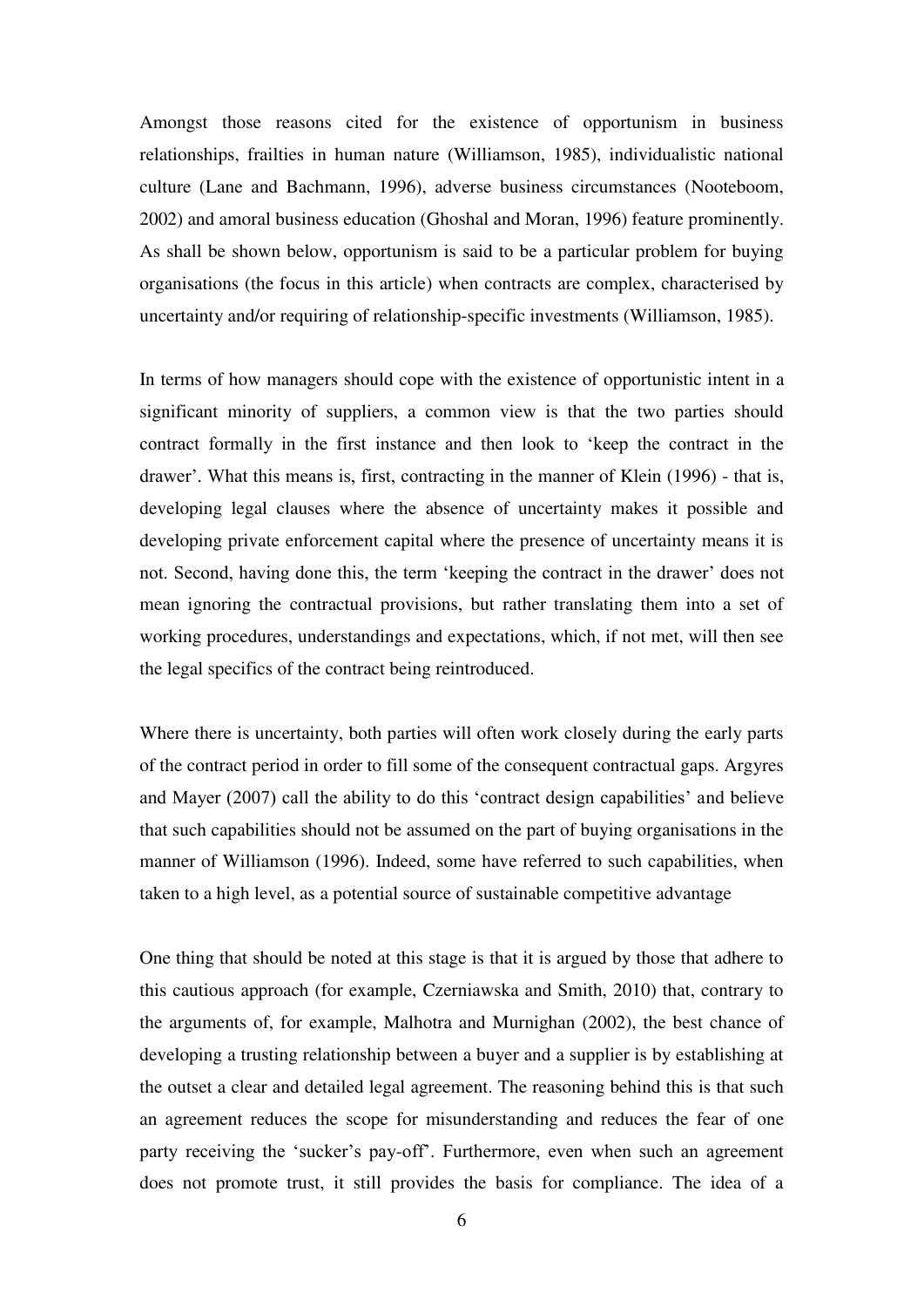Amongst those reasons cited for the existence of opportunism in business relationships, frailties in human nature (Williamson, 1985), individualistic national culture (Lane and Bachmann, 1996), adverse business circumstances (Nooteboom, 2002) and amoral business education (Ghoshal and Moran, 1996) feature prominently. As shall be shown below, opportunism is said to be a particular problem for buying organisations (the focus in this article) when contracts are complex, characterised by uncertainty and/or requiring of relationship-specific investments (Williamson, 1985).

In terms of how managers should cope with the existence of opportunistic intent in a significant minority of suppliers, a common view is that the two parties should contract formally in the first instance and then look to 'keep the contract in the drawer'. What this means is, first, contracting in the manner of Klein (1996) - that is, developing legal clauses where the absence of uncertainty makes it possible and developing private enforcement capital where the presence of uncertainty means it is not. Second, having done this, the term 'keeping the contract in the drawer' does not mean ignoring the contractual provisions, but rather translating them into a set of working procedures, understandings and expectations, which, if not met, will then see the legal specifics of the contract being reintroduced.

Where there is uncertainty, both parties will often work closely during the early parts of the contract period in order to fill some of the consequent contractual gaps. Argyres and Mayer (2007) call the ability to do this 'contract design capabilities' and believe that such capabilities should not be assumed on the part of buying organisations in the manner of Williamson (1996). Indeed, some have referred to such capabilities, when taken to a high level, as a potential source of sustainable competitive advantage

One thing that should be noted at this stage is that it is argued by those that adhere to this cautious approach (for example, Czerniawska and Smith, 2010) that, contrary to the arguments of, for example, Malhotra and Murnighan (2002), the best chance of developing a trusting relationship between a buyer and a supplier is by establishing at the outset a clear and detailed legal agreement. The reasoning behind this is that such an agreement reduces the scope for misunderstanding and reduces the fear of one party receiving the 'sucker's pay-off'. Furthermore, even when such an agreement does not promote trust, it still provides the basis for compliance. The idea of a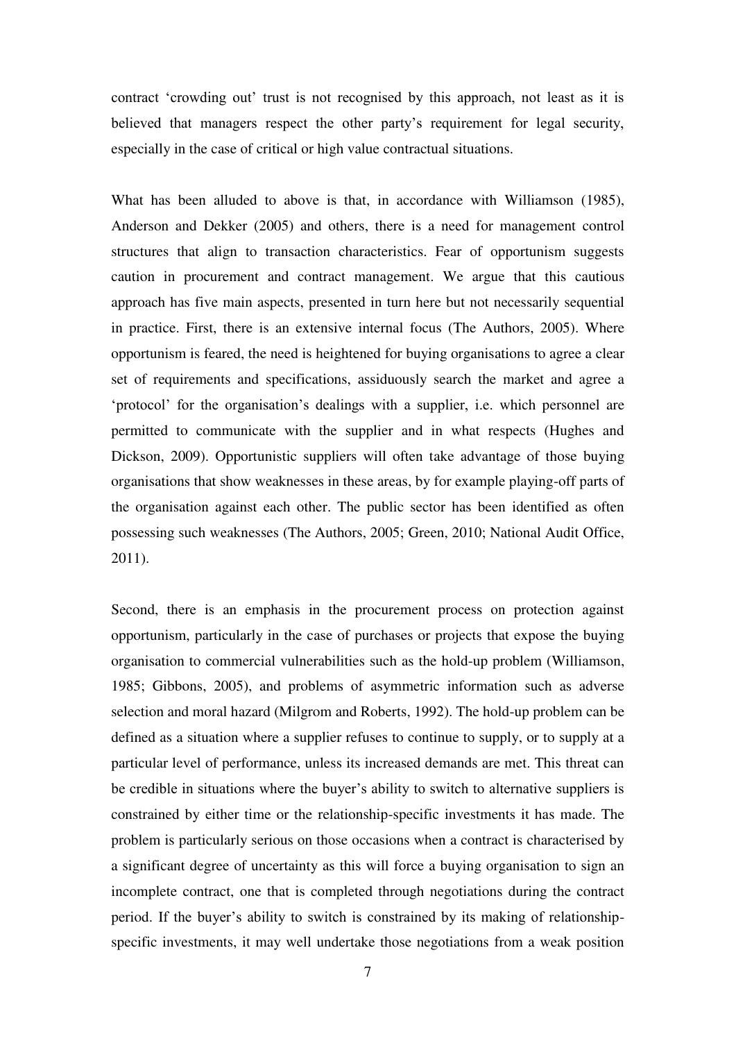contract 'crowding out' trust is not recognised by this approach, not least as it is believed that managers respect the other party's requirement for legal security, especially in the case of critical or high value contractual situations.

What has been alluded to above is that, in accordance with Williamson (1985), Anderson and Dekker (2005) and others, there is a need for management control structures that align to transaction characteristics. Fear of opportunism suggests caution in procurement and contract management. We argue that this cautious approach has five main aspects, presented in turn here but not necessarily sequential in practice. First, there is an extensive internal focus (The Authors, 2005). Where opportunism is feared, the need is heightened for buying organisations to agree a clear set of requirements and specifications, assiduously search the market and agree a 'protocol' for the organisation's dealings with a supplier, i.e. which personnel are permitted to communicate with the supplier and in what respects (Hughes and Dickson, 2009). Opportunistic suppliers will often take advantage of those buying organisations that show weaknesses in these areas, by for example playing-off parts of the organisation against each other. The public sector has been identified as often possessing such weaknesses (The Authors, 2005; Green, 2010; National Audit Office, 2011).

Second, there is an emphasis in the procurement process on protection against opportunism, particularly in the case of purchases or projects that expose the buying organisation to commercial vulnerabilities such as the hold-up problem (Williamson, 1985; Gibbons, 2005), and problems of asymmetric information such as adverse selection and moral hazard (Milgrom and Roberts, 1992). The hold-up problem can be defined as a situation where a supplier refuses to continue to supply, or to supply at a particular level of performance, unless its increased demands are met. This threat can be credible in situations where the buyer's ability to switch to alternative suppliers is constrained by either time or the relationship-specific investments it has made. The problem is particularly serious on those occasions when a contract is characterised by a significant degree of uncertainty as this will force a buying organisation to sign an incomplete contract, one that is completed through negotiations during the contract period. If the buyer's ability to switch is constrained by its making of relationship-specific investments, it may well undertake those negotiations from a weak position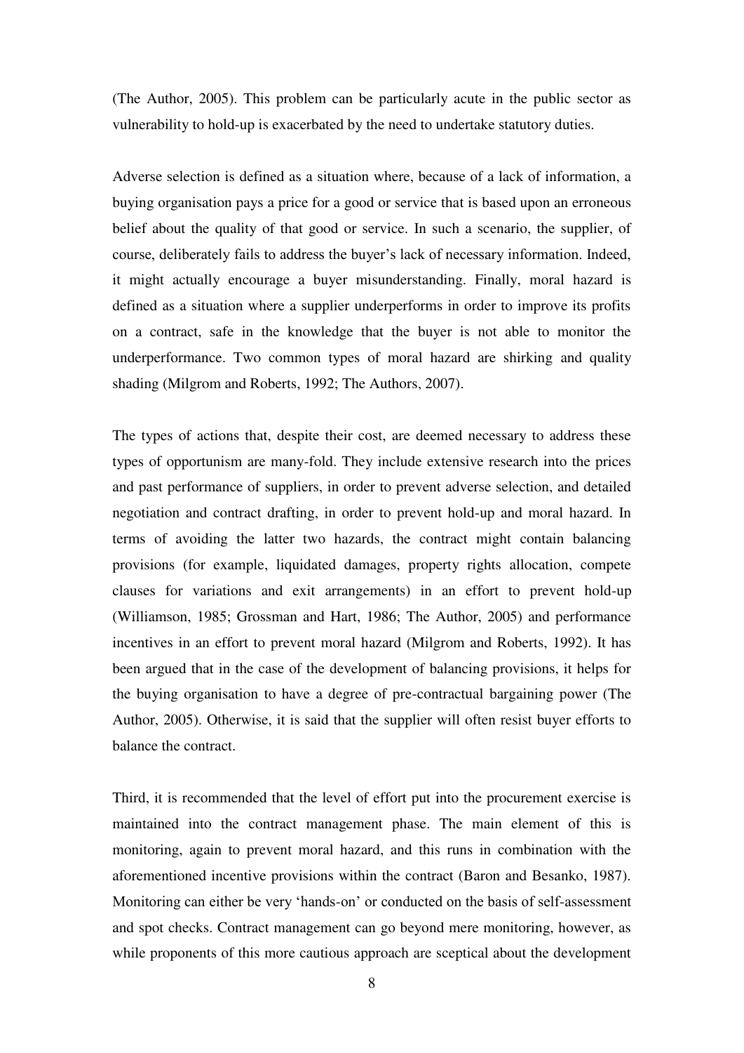(The Author, 2005). This problem can be particularly acute in the public sector as vulnerability to hold-up is exacerbated by the need to undertake statutory duties.

Adverse selection is defined as a situation where, because of a lack of information, a buying organisation pays a price for a good or service that is based upon an erroneous belief about the quality of that good or service. In such a scenario, the supplier, of course, deliberately fails to address the buyer's lack of necessary information. Indeed, it might actually encourage a buyer misunderstanding. Finally, moral hazard is defined as a situation where a supplier underperforms in order to improve its profits on a contract, safe in the knowledge that the buyer is not able to monitor the underperformance. Two common types of moral hazard are shirking and quality shading (Milgrom and Roberts, 1992; The Authors, 2007).

The types of actions that, despite their cost, are deemed necessary to address these types of opportunism are many-fold. They include extensive research into the prices and past performance of suppliers, in order to prevent adverse selection, and detailed negotiation and contract drafting, in order to prevent hold-up and moral hazard. In terms of avoiding the latter two hazards, the contract might contain balancing provisions (for example, liquidated damages, property rights allocation, compete clauses for variations and exit arrangements) in an effort to prevent hold-up (Williamson, 1985; Grossman and Hart, 1986; The Author, 2005) and performance incentives in an effort to prevent moral hazard (Milgrom and Roberts, 1992). It has been argued that in the case of the development of balancing provisions, it helps for the buying organisation to have a degree of pre-contractual bargaining power (The Author, 2005). Otherwise, it is said that the supplier will often resist buyer efforts to balance the contract.

Third, it is recommended that the level of effort put into the procurement exercise is maintained into the contract management phase. The main element of this is monitoring, again to prevent moral hazard, and this runs in combination with the aforementioned incentive provisions within the contract (Baron and Besanko, 1987). Monitoring can either be very 'hands-on' or conducted on the basis of self-assessment and spot checks. Contract management can go beyond mere monitoring, however, as while proponents of this more cautious approach are sceptical about the development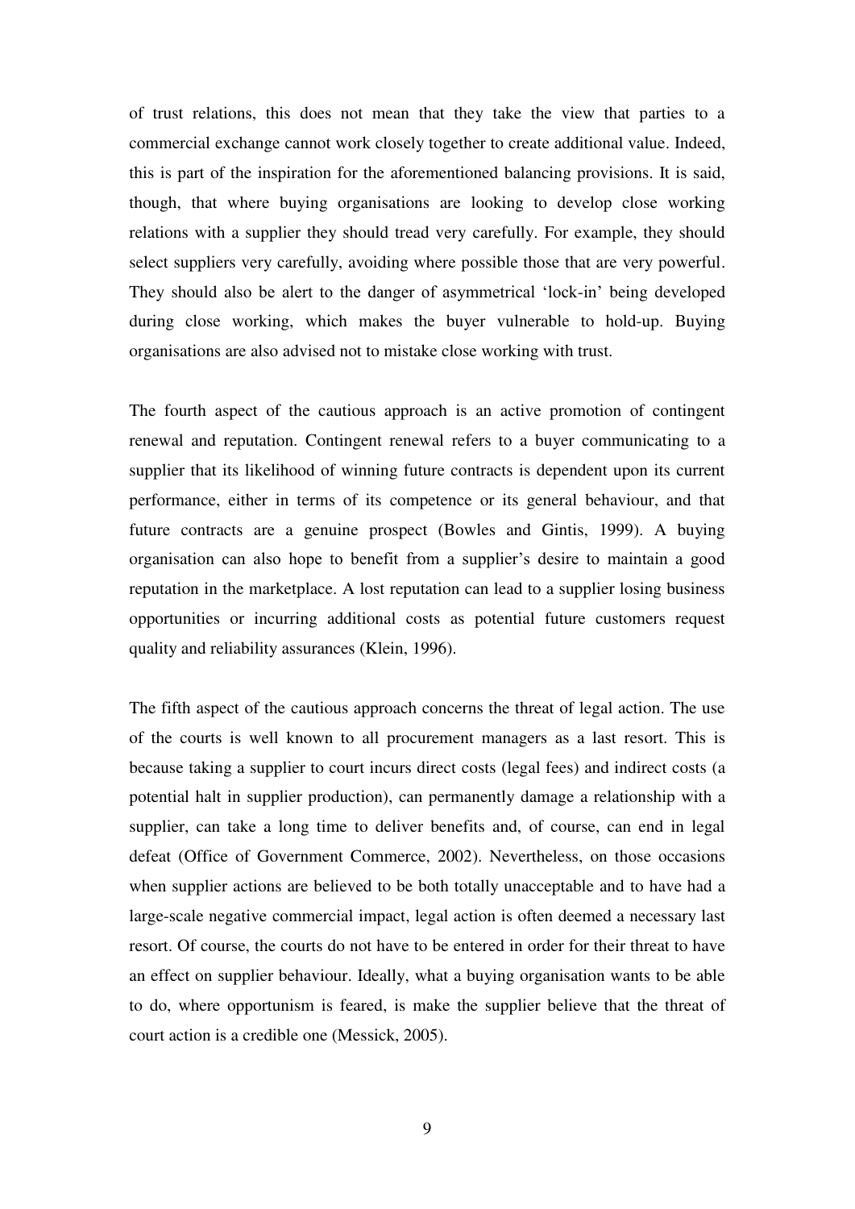of trust relations, this does not mean that they take the view that parties to a commercial exchange cannot work closely together to create additional value. Indeed, this is part of the inspiration for the aforementioned balancing provisions. It is said, though, that where buying organisations are looking to develop close working relations with a supplier they should tread very carefully. For example, they should select suppliers very carefully, avoiding where possible those that are very powerful. They should also be alert to the danger of asymmetrical 'lock-in' being developed during close working, which makes the buyer vulnerable to hold-up. Buying organisations are also advised not to mistake close working with trust.

The fourth aspect of the cautious approach is an active promotion of contingent renewal and reputation. Contingent renewal refers to a buyer communicating to a supplier that its likelihood of winning future contracts is dependent upon its current performance, either in terms of its competence or its general behaviour, and that future contracts are a genuine prospect (Bowles and Gintis, 1999). A buying organisation can also hope to benefit from a supplier's desire to maintain a good reputation in the marketplace. A lost reputation can lead to a supplier losing business opportunities or incurring additional costs as potential future customers request quality and reliability assurances (Klein, 1996).

The fifth aspect of the cautious approach concerns the threat of legal action. The use of the courts is well known to all procurement managers as a last resort. This is because taking a supplier to court incurs direct costs (legal fees) and indirect costs (a potential halt in supplier production), can permanently damage a relationship with a supplier, can take a long time to deliver benefits and, of course, can end in legal defeat (Office of Government Commerce, 2002). Nevertheless, on those occasions when supplier actions are believed to be both totally unacceptable and to have had a large-scale negative commercial impact, legal action is often deemed a necessary last resort. Of course, the courts do not have to be entered in order for their threat to have an effect on supplier behaviour. Ideally, what a buying organisation wants to be able to do, where opportunism is feared, is make the supplier believe that the threat of court action is a credible one (Messick, 2005).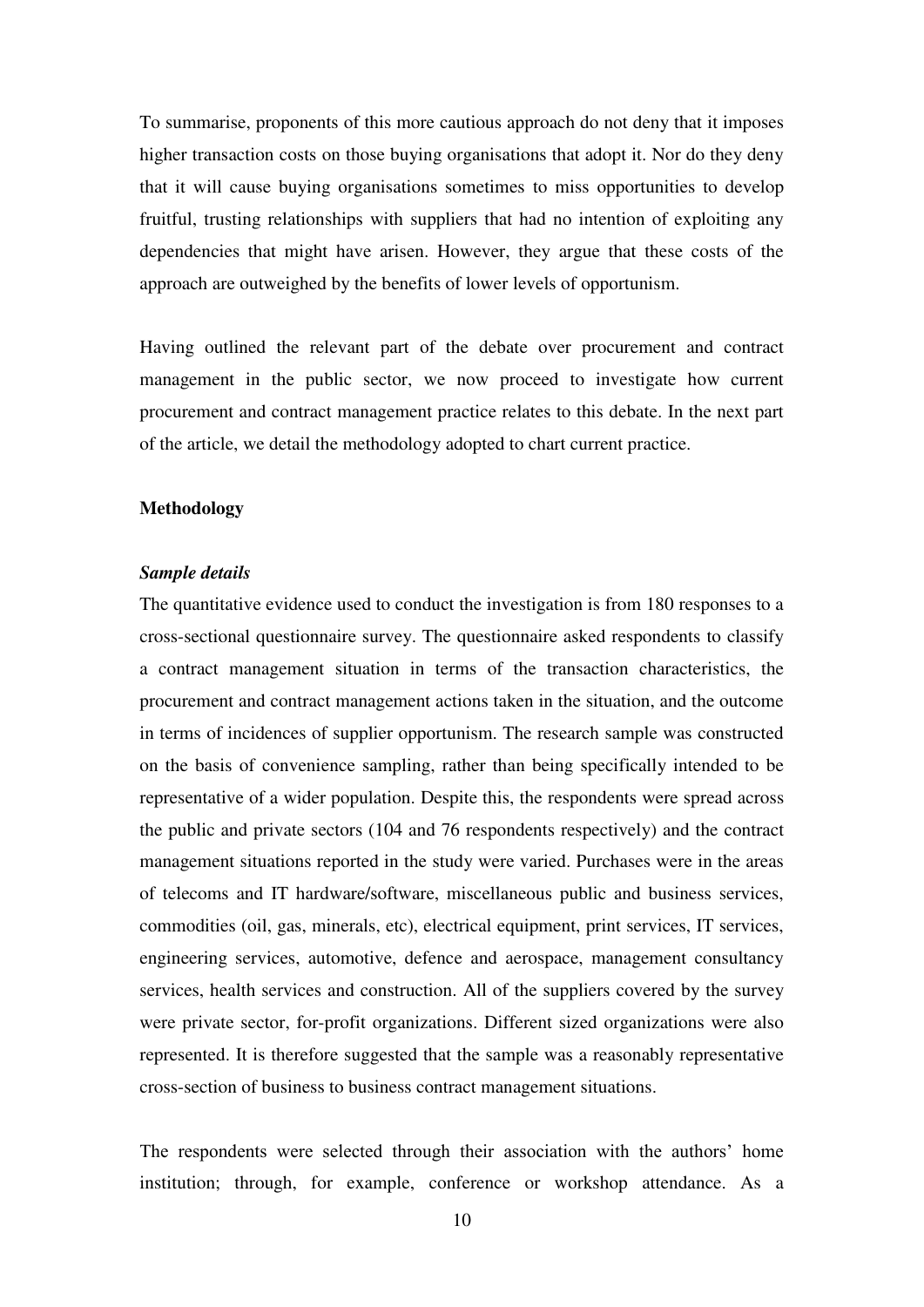To summarise, proponents of this more cautious approach do not deny that it imposes higher transaction costs on those buying organisations that adopt it. Nor do they deny that it will cause buying organisations sometimes to miss opportunities to develop fruitful, trusting relationships with suppliers that had no intention of exploiting any dependencies that might have arisen. However, they argue that these costs of the approach are outweighed by the benefits of lower levels of opportunism.

Having outlined the relevant part of the debate over procurement and contract management in the public sector, we now proceed to investigate how current procurement and contract management practice relates to this debate. In the next part of the article, we detail the methodology adopted to chart current practice.

## Methodology

### *Sample details*

The quantitative evidence used to conduct the investigation is from 180 responses to a cross-sectional questionnaire survey. The questionnaire asked respondents to classify a contract management situation in terms of the transaction characteristics, the procurement and contract management actions taken in the situation, and the outcome in terms of incidences of supplier opportunism. The research sample was constructed on the basis of convenience sampling, rather than being specifically intended to be representative of a wider population. Despite this, the respondents were spread across the public and private sectors (104 and 76 respondents respectively) and the contract management situations reported in the study were varied. Purchases were in the areas of telecoms and IT hardware/software, miscellaneous public and business services, commodities (oil, gas, minerals, etc), electrical equipment, print services, IT services, engineering services, automotive, defence and aerospace, management consultancy services, health services and construction. All of the suppliers covered by the survey were private sector, for-profit organizations. Different sized organizations were also represented. It is therefore suggested that the sample was a reasonably representative cross-section of business to business contract management situations.

The respondents were selected through their association with the authors' home institution; through, for example, conference or workshop attendance. As a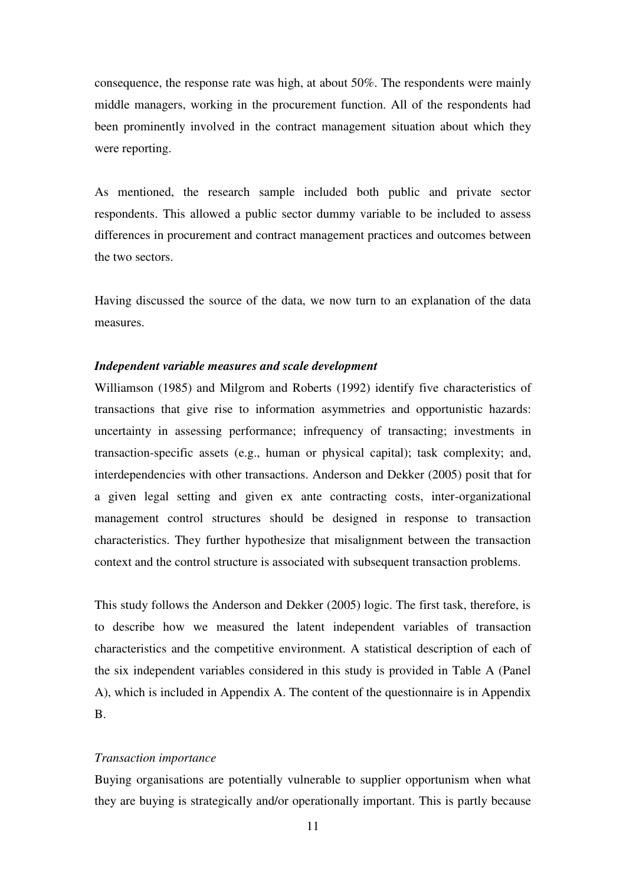consequence, the response rate was high, at about 50%. The respondents were mainly middle managers, working in the procurement function. All of the respondents had been prominently involved in the contract management situation about which they were reporting.

As mentioned, the research sample included both public and private sector respondents. This allowed a public sector dummy variable to be included to assess differences in procurement and contract management practices and outcomes between the two sectors.

Having discussed the source of the data, we now turn to an explanation of the data measures.

***Independent variable measures and scale development***

Williamson (1985) and Milgrom and Roberts (1992) identify five characteristics of transactions that give rise to information asymmetries and opportunistic hazards: uncertainty in assessing performance; infrequency of transacting; investments in transaction-specific assets (e.g., human or physical capital); task complexity; and, interdependencies with other transactions. Anderson and Dekker (2005) posit that for a given legal setting and given ex ante contracting costs, inter-organizational management control structures should be designed in response to transaction characteristics. They further hypothesize that misalignment between the transaction context and the control structure is associated with subsequent transaction problems.

This study follows the Anderson and Dekker (2005) logic. The first task, therefore, is to describe how we measured the latent independent variables of transaction characteristics and the competitive environment. A statistical description of each of the six independent variables considered in this study is provided in Table A (Panel A), which is included in Appendix A. The content of the questionnaire is in Appendix B.

*Transaction importance*

Buying organisations are potentially vulnerable to supplier opportunism when what they are buying is strategically and/or operationally important. This is partly because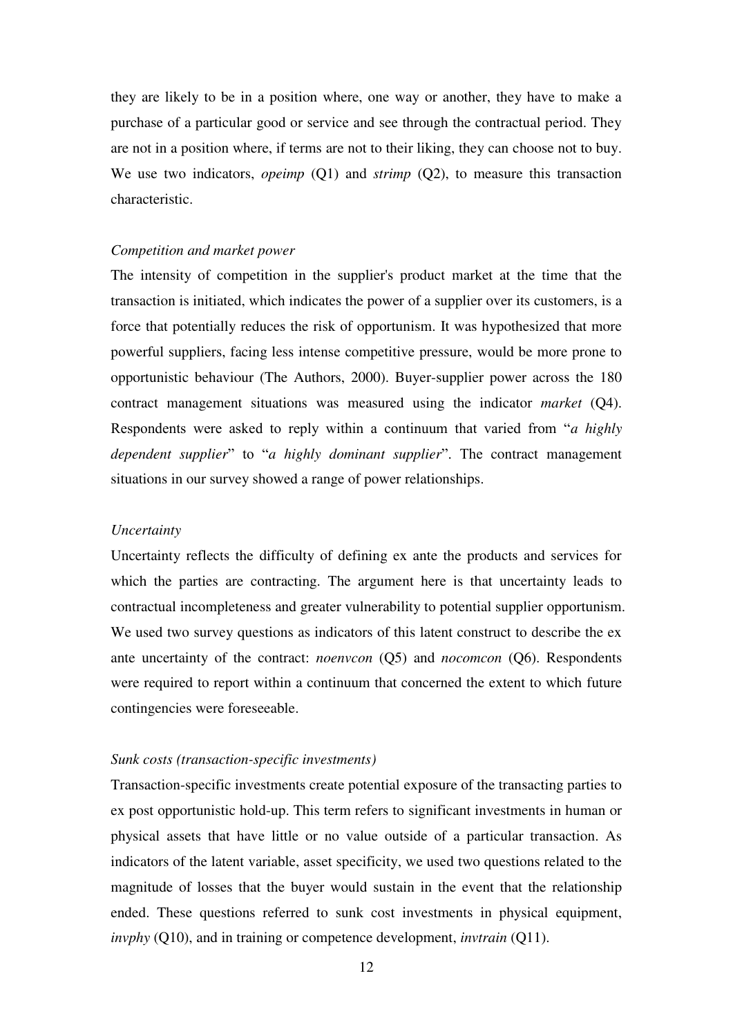they are likely to be in a position where, one way or another, they have to make a purchase of a particular good or service and see through the contractual period. They are not in a position where, if terms are not to their liking, they can choose not to buy. We use two indicators, *opeimp* (Q1) and *strimp* (Q2), to measure this transaction characteristic.

*Competition and market power*

The intensity of competition in the supplier's product market at the time that the transaction is initiated, which indicates the power of a supplier over its customers, is a force that potentially reduces the risk of opportunism. It was hypothesized that more powerful suppliers, facing less intense competitive pressure, would be more prone to opportunistic behaviour (The Authors, 2000). Buyer-supplier power across the 180 contract management situations was measured using the indicator *market* (Q4). Respondents were asked to reply within a continuum that varied from "*a highly dependent supplier*" to "*a highly dominant supplier*". The contract management situations in our survey showed a range of power relationships.

*Uncertainty*

Uncertainty reflects the difficulty of defining ex ante the products and services for which the parties are contracting. The argument here is that uncertainty leads to contractual incompleteness and greater vulnerability to potential supplier opportunism. We used two survey questions as indicators of this latent construct to describe the ex ante uncertainty of the contract: *noenvcon* (Q5) and *nocomcon* (Q6). Respondents were required to report within a continuum that concerned the extent to which future contingencies were foreseeable.

*Sunk costs (transaction-specific investments)*

Transaction-specific investments create potential exposure of the transacting parties to ex post opportunistic hold-up. This term refers to significant investments in human or physical assets that have little or no value outside of a particular transaction. As indicators of the latent variable, asset specificity, we used two questions related to the magnitude of losses that the buyer would sustain in the event that the relationship ended. These questions referred to sunk cost investments in physical equipment, *invphy* (Q10), and in training or competence development, *invtrain* (Q11).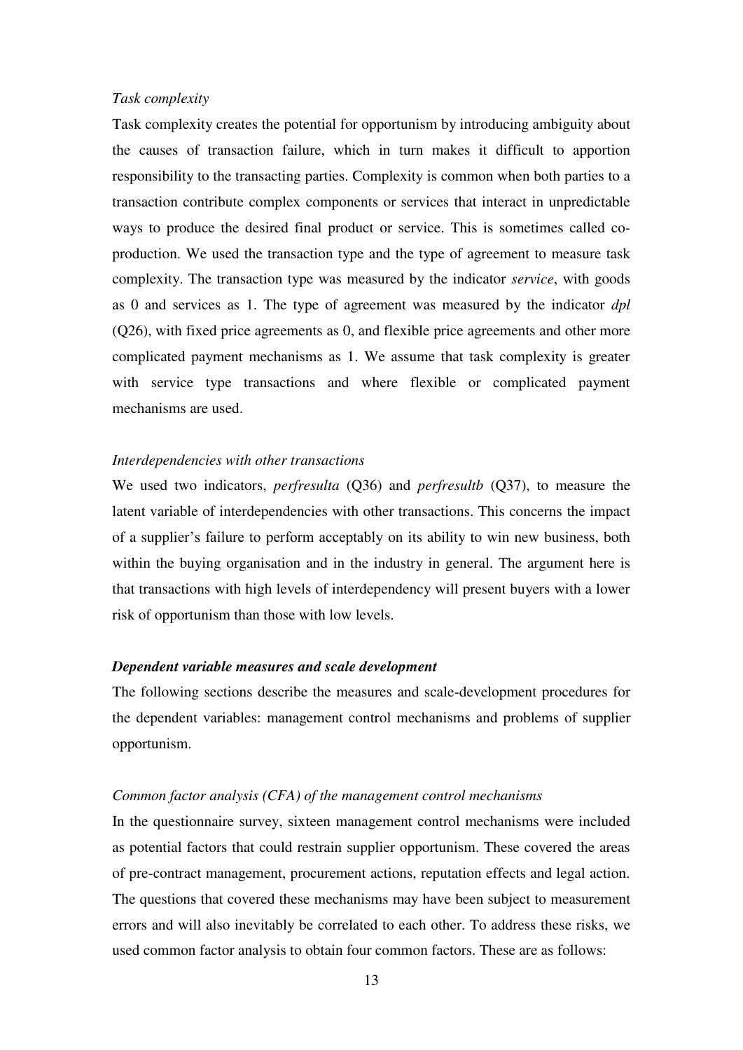*Task complexity*

Task complexity creates the potential for opportunism by introducing ambiguity about the causes of transaction failure, which in turn makes it difficult to apportion responsibility to the transacting parties. Complexity is common when both parties to a transaction contribute complex components or services that interact in unpredictable ways to produce the desired final product or service. This is sometimes called co-production. We used the transaction type and the type of agreement to measure task complexity. The transaction type was measured by the indicator *service*, with goods as 0 and services as 1. The type of agreement was measured by the indicator *dpl* (Q26), with fixed price agreements as 0, and flexible price agreements and other more complicated payment mechanisms as 1. We assume that task complexity is greater with service type transactions and where flexible or complicated payment mechanisms are used.

*Interdependencies with other transactions*

We used two indicators, *perfresulta* (Q36) and *perfresultb* (Q37), to measure the latent variable of interdependencies with other transactions. This concerns the impact of a supplier's failure to perform acceptably on its ability to win new business, both within the buying organisation and in the industry in general. The argument here is that transactions with high levels of interdependency will present buyers with a lower risk of opportunism than those with low levels.

***Dependent variable measures and scale development***

The following sections describe the measures and scale-development procedures for the dependent variables: management control mechanisms and problems of supplier opportunism.

*Common factor analysis (CFA) of the management control mechanisms*

In the questionnaire survey, sixteen management control mechanisms were included as potential factors that could restrain supplier opportunism. These covered the areas of pre-contract management, procurement actions, reputation effects and legal action. The questions that covered these mechanisms may have been subject to measurement errors and will also inevitably be correlated to each other. To address these risks, we used common factor analysis to obtain four common factors. These are as follows: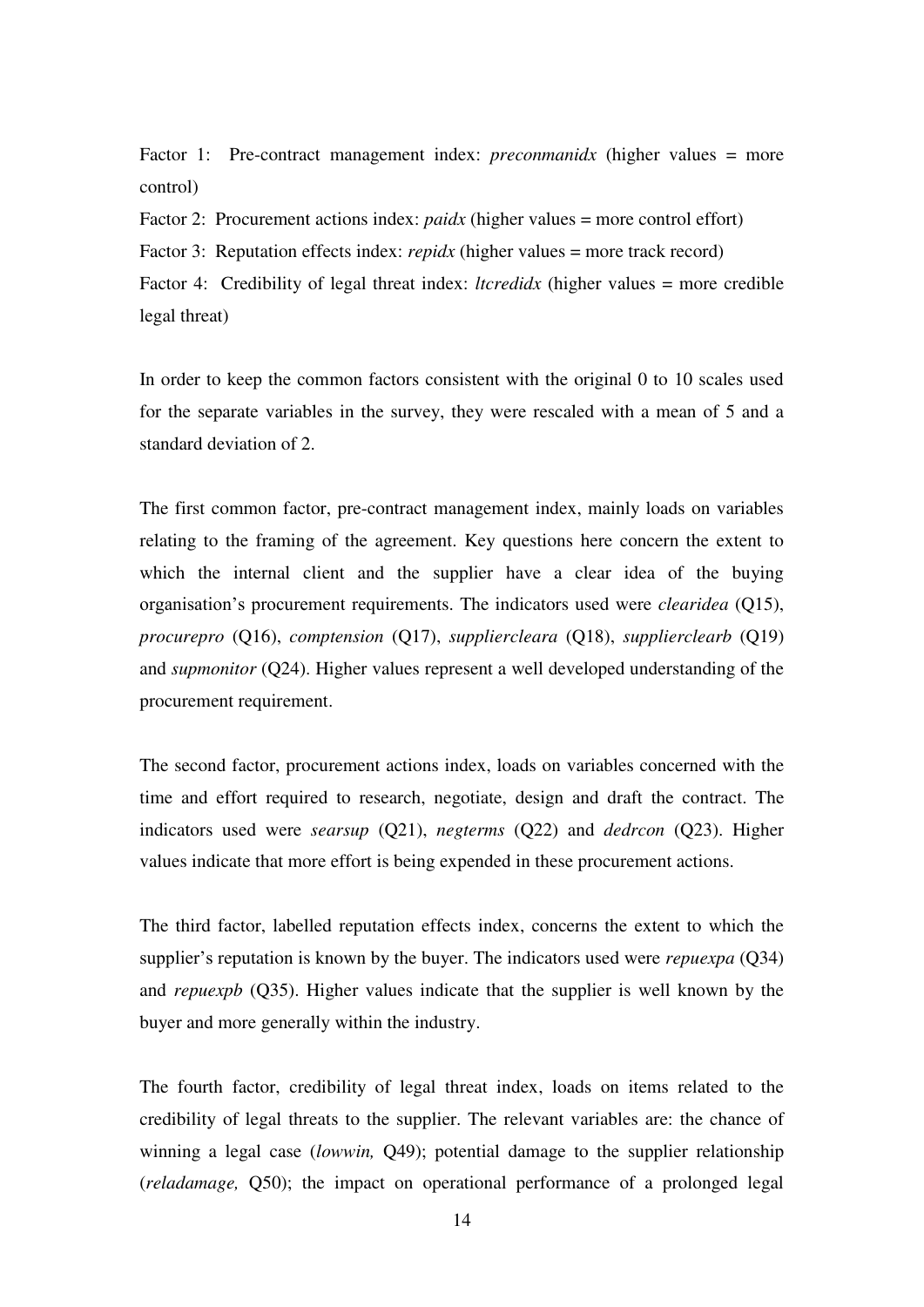Factor 1: Pre-contract management index: *preconmanidx* (higher values = more control)
Factor 2: Procurement actions index: *paidx* (higher values = more control effort)
Factor 3: Reputation effects index: *repidx* (higher values = more track record)
Factor 4: Credibility of legal threat index: *ltcredidx* (higher values = more credible legal threat)

In order to keep the common factors consistent with the original 0 to 10 scales used for the separate variables in the survey, they were rescaled with a mean of 5 and a standard deviation of 2.

The first common factor, pre-contract management index, mainly loads on variables relating to the framing of the agreement. Key questions here concern the extent to which the internal client and the supplier have a clear idea of the buying organisation's procurement requirements. The indicators used were *clearidea* (Q15), *procurepro* (Q16), *comptension* (Q17), *suppliercleara* (Q18), *supplierclearb* (Q19) and *supmonitor* (Q24). Higher values represent a well developed understanding of the procurement requirement.

The second factor, procurement actions index, loads on variables concerned with the time and effort required to research, negotiate, design and draft the contract. The indicators used were *searsup* (Q21), *negterms* (Q22) and *dedrcon* (Q23). Higher values indicate that more effort is being expended in these procurement actions.

The third factor, labelled reputation effects index, concerns the extent to which the supplier's reputation is known by the buyer. The indicators used were *repuexpa* (Q34) and *repuexpb* (Q35). Higher values indicate that the supplier is well known by the buyer and more generally within the industry.

The fourth factor, credibility of legal threat index, loads on items related to the credibility of legal threats to the supplier. The relevant variables are: the chance of winning a legal case (*lowwin,* Q49); potential damage to the supplier relationship (*reladamage,* Q50); the impact on operational performance of a prolonged legal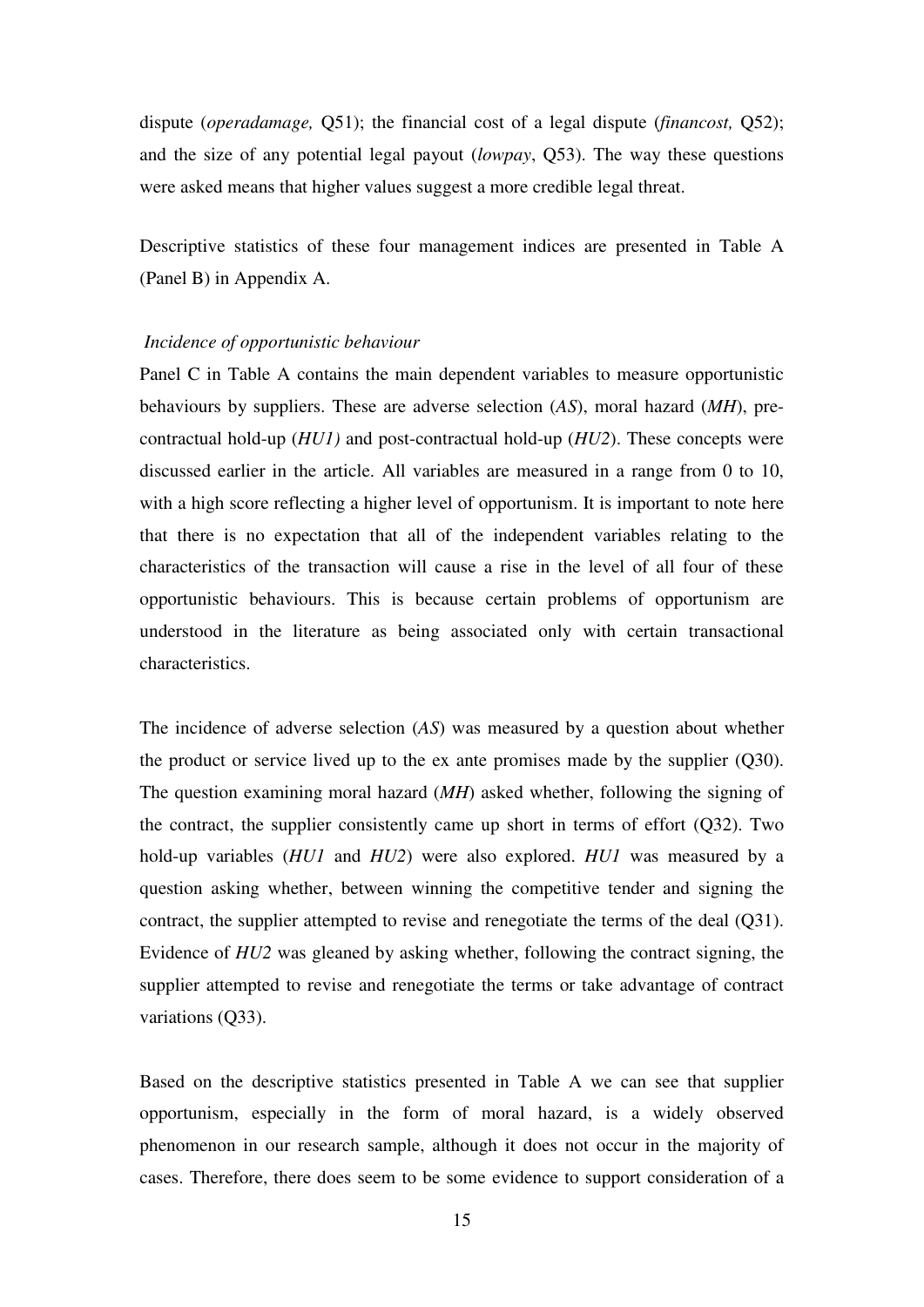dispute (*operadamage,* Q51); the financial cost of a legal dispute (*financost,* Q52); and the size of any potential legal payout (*lowpay*, Q53). The way these questions were asked means that higher values suggest a more credible legal threat.

Descriptive statistics of these four management indices are presented in Table A (Panel B) in Appendix A.

### *Incidence of opportunistic behaviour*

Panel C in Table A contains the main dependent variables to measure opportunistic behaviours by suppliers. These are adverse selection (*AS*), moral hazard (*MH*), pre-contractual hold-up (*HU1)* and post-contractual hold-up (*HU2*). These concepts were discussed earlier in the article. All variables are measured in a range from 0 to 10, with a high score reflecting a higher level of opportunism. It is important to note here that there is no expectation that all of the independent variables relating to the characteristics of the transaction will cause a rise in the level of all four of these opportunistic behaviours. This is because certain problems of opportunism are understood in the literature as being associated only with certain transactional characteristics.

The incidence of adverse selection (*AS*) was measured by a question about whether the product or service lived up to the ex ante promises made by the supplier (Q30). The question examining moral hazard (*MH*) asked whether, following the signing of the contract, the supplier consistently came up short in terms of effort (Q32). Two hold-up variables (*HU1* and *HU2*) were also explored. *HU1* was measured by a question asking whether, between winning the competitive tender and signing the contract, the supplier attempted to revise and renegotiate the terms of the deal (Q31). Evidence of *HU2* was gleaned by asking whether, following the contract signing, the supplier attempted to revise and renegotiate the terms or take advantage of contract variations (Q33).

Based on the descriptive statistics presented in Table A we can see that supplier opportunism, especially in the form of moral hazard, is a widely observed phenomenon in our research sample, although it does not occur in the majority of cases. Therefore, there does seem to be some evidence to support consideration of a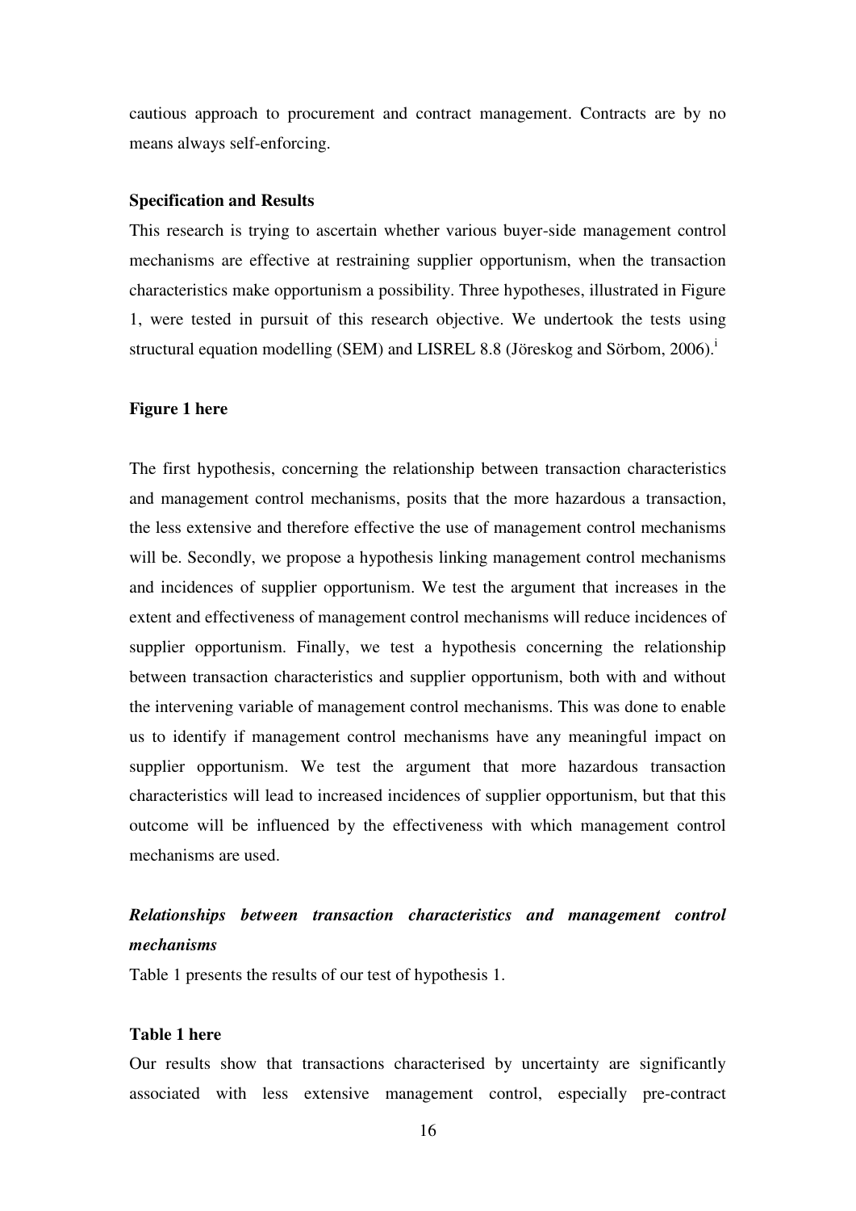cautious approach to procurement and contract management. Contracts are by no means always self-enforcing.

**Specification and Results**

This research is trying to ascertain whether various buyer-side management control mechanisms are effective at restraining supplier opportunism, when the transaction characteristics make opportunism a possibility. Three hypotheses, illustrated in Figure 1, were tested in pursuit of this research objective. We undertook the tests using structural equation modelling (SEM) and LISREL 8.8 (Jöreskog and Sörbom, 2006).[i]

**Figure 1 here**

The first hypothesis, concerning the relationship between transaction characteristics and management control mechanisms, posits that the more hazardous a transaction, the less extensive and therefore effective the use of management control mechanisms will be. Secondly, we propose a hypothesis linking management control mechanisms and incidences of supplier opportunism. We test the argument that increases in the extent and effectiveness of management control mechanisms will reduce incidences of supplier opportunism. Finally, we test a hypothesis concerning the relationship between transaction characteristics and supplier opportunism, both with and without the intervening variable of management control mechanisms. This was done to enable us to identify if management control mechanisms have any meaningful impact on supplier opportunism. We test the argument that more hazardous transaction characteristics will lead to increased incidences of supplier opportunism, but that this outcome will be influenced by the effectiveness with which management control mechanisms are used.

***Relationships between transaction characteristics and management control mechanisms***

Table 1 presents the results of our test of hypothesis 1.

**Table 1 here**

Our results show that transactions characterised by uncertainty are significantly associated with less extensive management control, especially pre-contract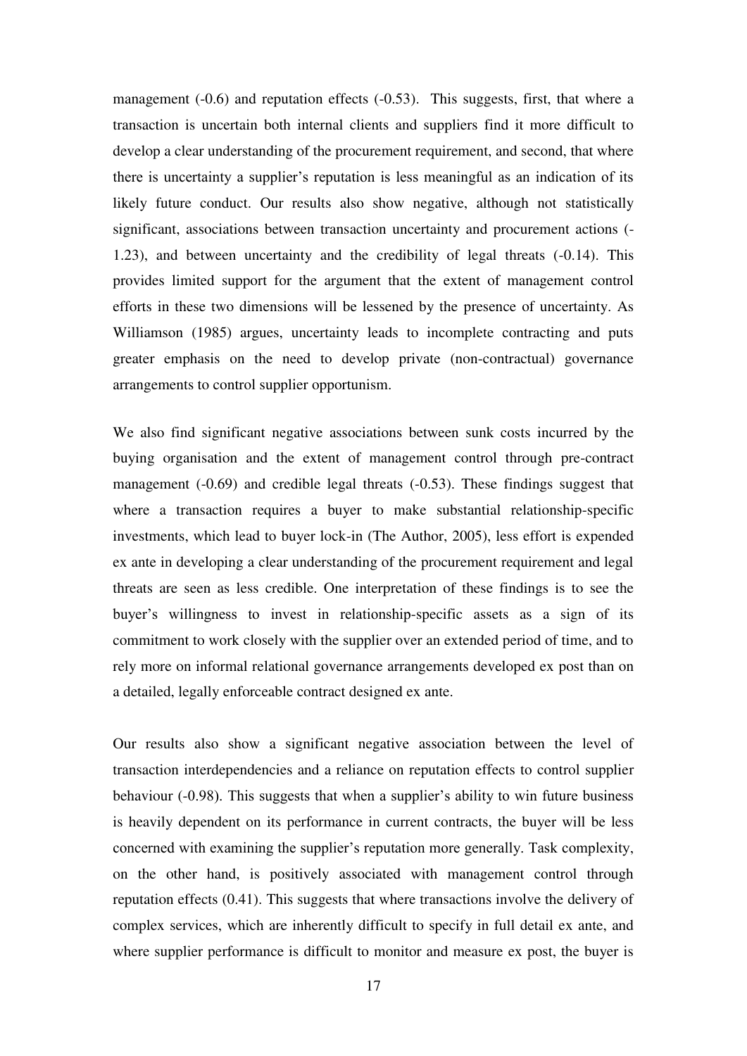management (-0.6) and reputation effects (-0.53). This suggests, first, that where a transaction is uncertain both internal clients and suppliers find it more difficult to develop a clear understanding of the procurement requirement, and second, that where there is uncertainty a supplier's reputation is less meaningful as an indication of its likely future conduct. Our results also show negative, although not statistically significant, associations between transaction uncertainty and procurement actions (-1.23), and between uncertainty and the credibility of legal threats (-0.14). This provides limited support for the argument that the extent of management control efforts in these two dimensions will be lessened by the presence of uncertainty. As Williamson (1985) argues, uncertainty leads to incomplete contracting and puts greater emphasis on the need to develop private (non-contractual) governance arrangements to control supplier opportunism.

We also find significant negative associations between sunk costs incurred by the buying organisation and the extent of management control through pre-contract management (-0.69) and credible legal threats (-0.53). These findings suggest that where a transaction requires a buyer to make substantial relationship-specific investments, which lead to buyer lock-in (The Author, 2005), less effort is expended ex ante in developing a clear understanding of the procurement requirement and legal threats are seen as less credible. One interpretation of these findings is to see the buyer's willingness to invest in relationship-specific assets as a sign of its commitment to work closely with the supplier over an extended period of time, and to rely more on informal relational governance arrangements developed ex post than on a detailed, legally enforceable contract designed ex ante.

Our results also show a significant negative association between the level of transaction interdependencies and a reliance on reputation effects to control supplier behaviour (-0.98). This suggests that when a supplier's ability to win future business is heavily dependent on its performance in current contracts, the buyer will be less concerned with examining the supplier's reputation more generally. Task complexity, on the other hand, is positively associated with management control through reputation effects (0.41). This suggests that where transactions involve the delivery of complex services, which are inherently difficult to specify in full detail ex ante, and where supplier performance is difficult to monitor and measure ex post, the buyer is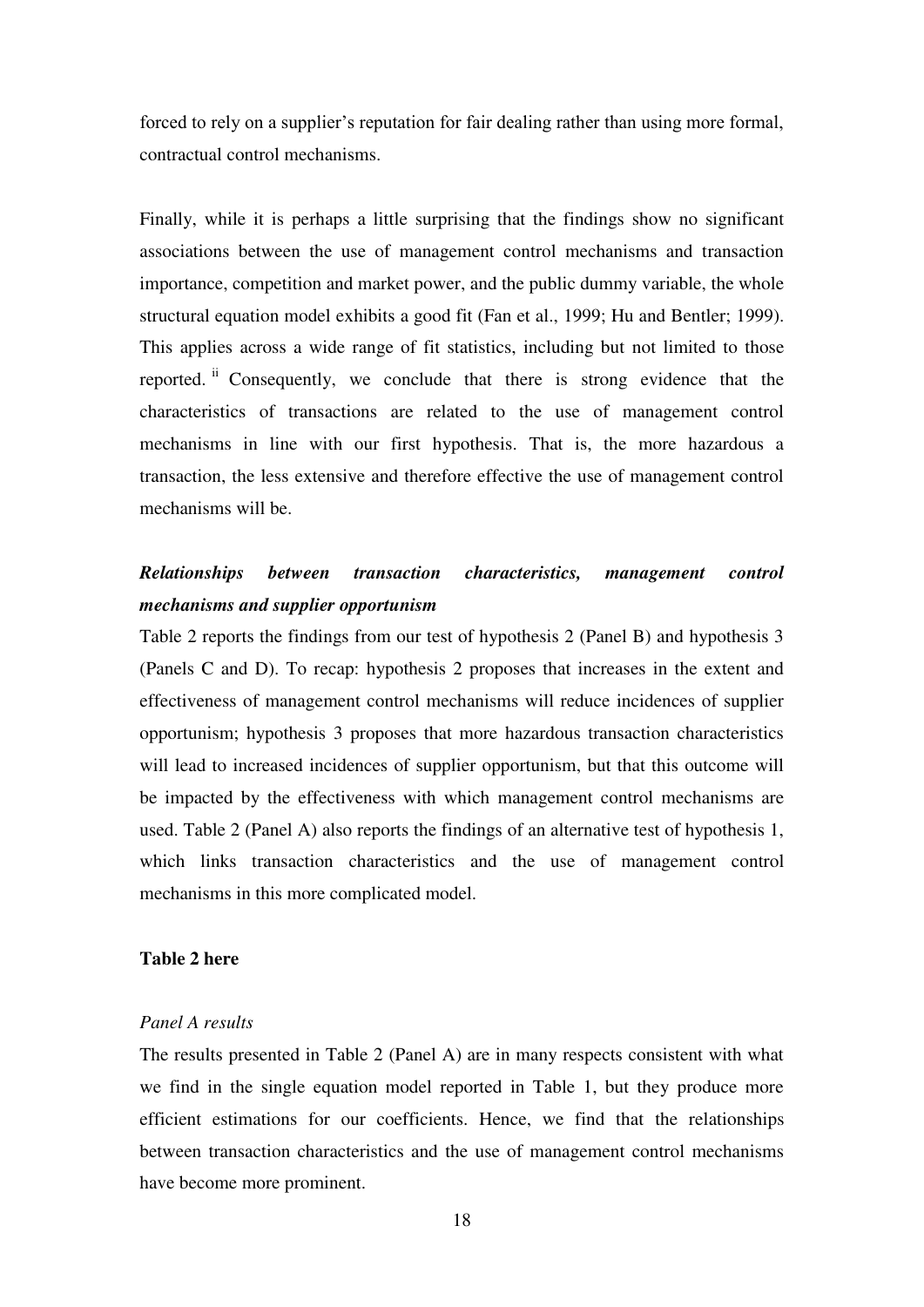forced to rely on a supplier's reputation for fair dealing rather than using more formal, contractual control mechanisms.

Finally, while it is perhaps a little surprising that the findings show no significant associations between the use of management control mechanisms and transaction importance, competition and market power, and the public dummy variable, the whole structural equation model exhibits a good fit (Fan et al., 1999; Hu and Bentler; 1999). This applies across a wide range of fit statistics, including but not limited to those reported.[ii] Consequently, we conclude that there is strong evidence that the characteristics of transactions are related to the use of management control mechanisms in line with our first hypothesis. That is, the more hazardous a transaction, the less extensive and therefore effective the use of management control mechanisms will be.

### *Relationships between transaction characteristics, management control mechanisms and supplier opportunism*

Table 2 reports the findings from our test of hypothesis 2 (Panel B) and hypothesis 3 (Panels C and D). To recap: hypothesis 2 proposes that increases in the extent and effectiveness of management control mechanisms will reduce incidences of supplier opportunism; hypothesis 3 proposes that more hazardous transaction characteristics will lead to increased incidences of supplier opportunism, but that this outcome will be impacted by the effectiveness with which management control mechanisms are used. Table 2 (Panel A) also reports the findings of an alternative test of hypothesis 1, which links transaction characteristics and the use of management control mechanisms in this more complicated model.

**Table 2 here**

*Panel A results*

The results presented in Table 2 (Panel A) are in many respects consistent with what we find in the single equation model reported in Table 1, but they produce more efficient estimations for our coefficients. Hence, we find that the relationships between transaction characteristics and the use of management control mechanisms have become more prominent.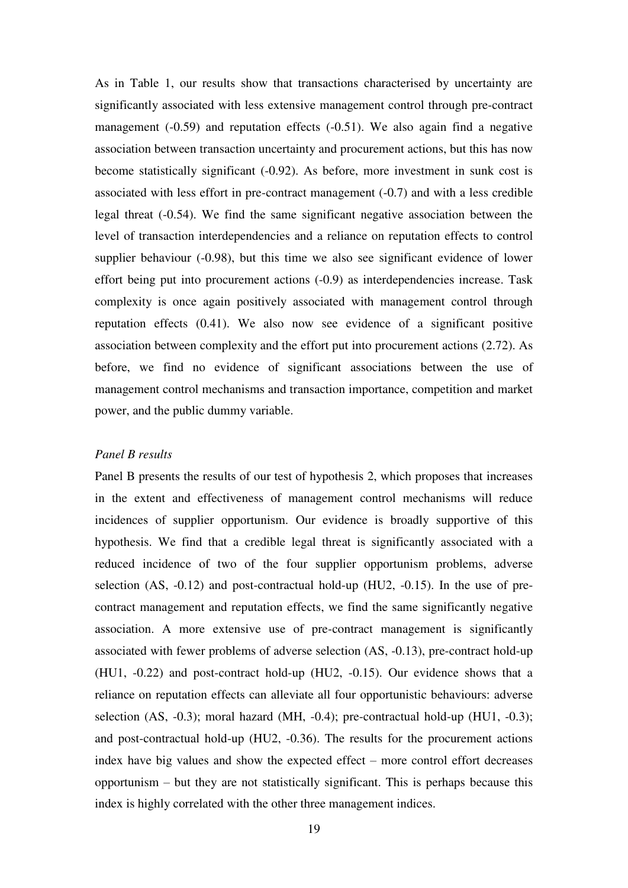As in Table 1, our results show that transactions characterised by uncertainty are significantly associated with less extensive management control through pre-contract management (-0.59) and reputation effects (-0.51). We also again find a negative association between transaction uncertainty and procurement actions, but this has now become statistically significant (-0.92). As before, more investment in sunk cost is associated with less effort in pre-contract management (-0.7) and with a less credible legal threat (-0.54). We find the same significant negative association between the level of transaction interdependencies and a reliance on reputation effects to control supplier behaviour (-0.98), but this time we also see significant evidence of lower effort being put into procurement actions (-0.9) as interdependencies increase. Task complexity is once again positively associated with management control through reputation effects (0.41). We also now see evidence of a significant positive association between complexity and the effort put into procurement actions (2.72). As before, we find no evidence of significant associations between the use of management control mechanisms and transaction importance, competition and market power, and the public dummy variable.

*Panel B results*

Panel B presents the results of our test of hypothesis 2, which proposes that increases in the extent and effectiveness of management control mechanisms will reduce incidences of supplier opportunism. Our evidence is broadly supportive of this hypothesis. We find that a credible legal threat is significantly associated with a reduced incidence of two of the four supplier opportunism problems, adverse selection (AS, -0.12) and post-contractual hold-up (HU2, -0.15). In the use of pre-contract management and reputation effects, we find the same significantly negative association. A more extensive use of pre-contract management is significantly associated with fewer problems of adverse selection (AS, -0.13), pre-contract hold-up (HU1, -0.22) and post-contract hold-up (HU2, -0.15). Our evidence shows that a reliance on reputation effects can alleviate all four opportunistic behaviours: adverse selection (AS, -0.3); moral hazard (MH, -0.4); pre-contractual hold-up (HU1, -0.3); and post-contractual hold-up (HU2, -0.36). The results for the procurement actions index have big values and show the expected effect – more control effort decreases opportunism – but they are not statistically significant. This is perhaps because this index is highly correlated with the other three management indices.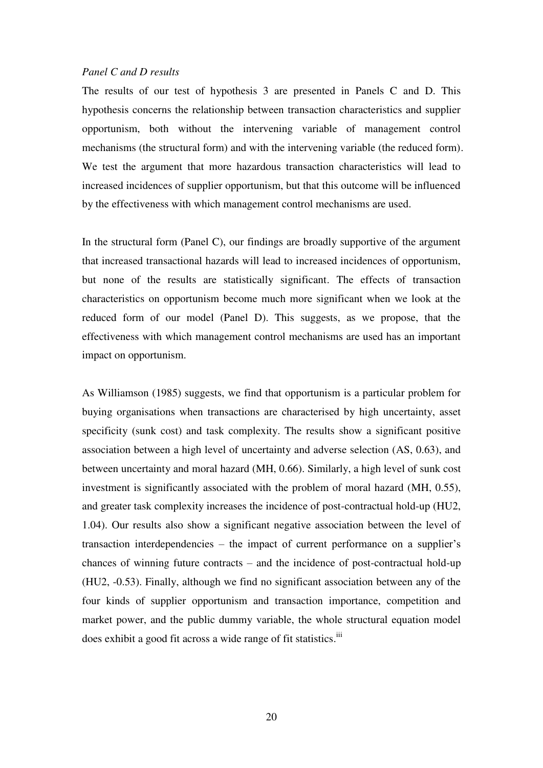*Panel C and D results*

The results of our test of hypothesis 3 are presented in Panels C and D. This hypothesis concerns the relationship between transaction characteristics and supplier opportunism, both without the intervening variable of management control mechanisms (the structural form) and with the intervening variable (the reduced form). We test the argument that more hazardous transaction characteristics will lead to increased incidences of supplier opportunism, but that this outcome will be influenced by the effectiveness with which management control mechanisms are used.

In the structural form (Panel C), our findings are broadly supportive of the argument that increased transactional hazards will lead to increased incidences of opportunism, but none of the results are statistically significant. The effects of transaction characteristics on opportunism become much more significant when we look at the reduced form of our model (Panel D). This suggests, as we propose, that the effectiveness with which management control mechanisms are used has an important impact on opportunism.

As Williamson (1985) suggests, we find that opportunism is a particular problem for buying organisations when transactions are characterised by high uncertainty, asset specificity (sunk cost) and task complexity. The results show a significant positive association between a high level of uncertainty and adverse selection (AS, 0.63), and between uncertainty and moral hazard (MH, 0.66). Similarly, a high level of sunk cost investment is significantly associated with the problem of moral hazard (MH, 0.55), and greater task complexity increases the incidence of post-contractual hold-up (HU2, 1.04). Our results also show a significant negative association between the level of transaction interdependencies – the impact of current performance on a supplier's chances of winning future contracts – and the incidence of post-contractual hold-up (HU2, -0.53). Finally, although we find no significant association between any of the four kinds of supplier opportunism and transaction importance, competition and market power, and the public dummy variable, the whole structural equation model does exhibit a good fit across a wide range of fit statistics.[iii]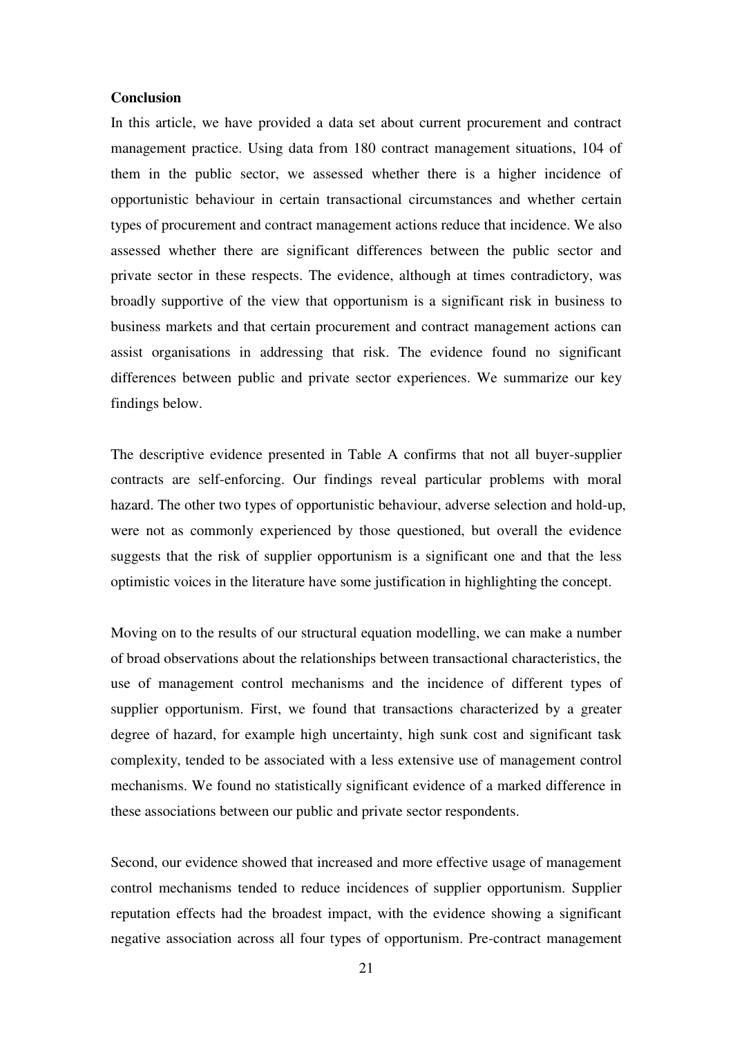## Conclusion

In this article, we have provided a data set about current procurement and contract management practice. Using data from 180 contract management situations, 104 of them in the public sector, we assessed whether there is a higher incidence of opportunistic behaviour in certain transactional circumstances and whether certain types of procurement and contract management actions reduce that incidence. We also assessed whether there are significant differences between the public sector and private sector in these respects. The evidence, although at times contradictory, was broadly supportive of the view that opportunism is a significant risk in business to business markets and that certain procurement and contract management actions can assist organisations in addressing that risk. The evidence found no significant differences between public and private sector experiences. We summarize our key findings below.

The descriptive evidence presented in Table A confirms that not all buyer-supplier contracts are self-enforcing. Our findings reveal particular problems with moral hazard. The other two types of opportunistic behaviour, adverse selection and hold-up, were not as commonly experienced by those questioned, but overall the evidence suggests that the risk of supplier opportunism is a significant one and that the less optimistic voices in the literature have some justification in highlighting the concept.

Moving on to the results of our structural equation modelling, we can make a number of broad observations about the relationships between transactional characteristics, the use of management control mechanisms and the incidence of different types of supplier opportunism. First, we found that transactions characterized by a greater degree of hazard, for example high uncertainty, high sunk cost and significant task complexity, tended to be associated with a less extensive use of management control mechanisms. We found no statistically significant evidence of a marked difference in these associations between our public and private sector respondents.

Second, our evidence showed that increased and more effective usage of management control mechanisms tended to reduce incidences of supplier opportunism. Supplier reputation effects had the broadest impact, with the evidence showing a significant negative association across all four types of opportunism. Pre-contract management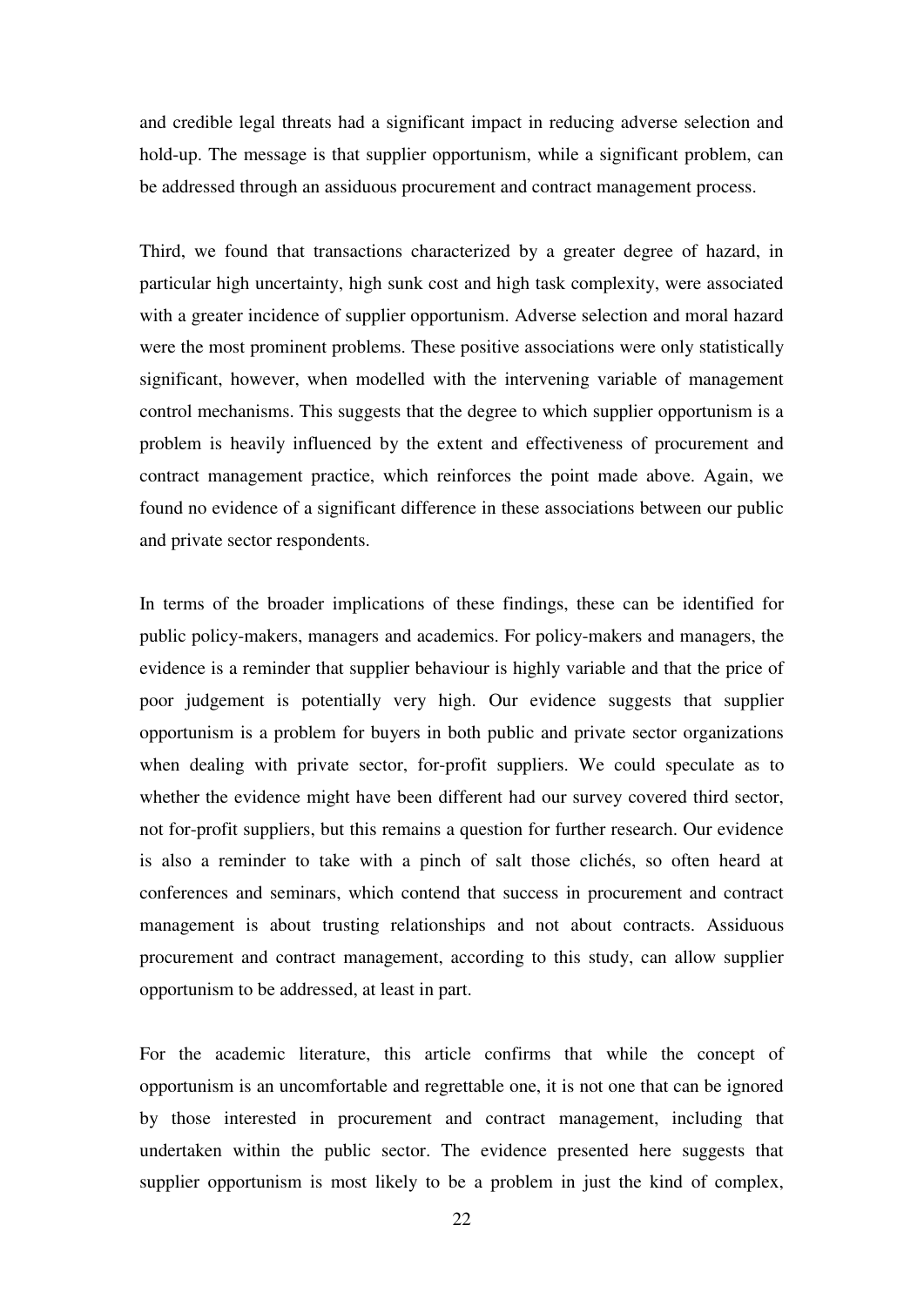and credible legal threats had a significant impact in reducing adverse selection and hold-up. The message is that supplier opportunism, while a significant problem, can be addressed through an assiduous procurement and contract management process.

Third, we found that transactions characterized by a greater degree of hazard, in particular high uncertainty, high sunk cost and high task complexity, were associated with a greater incidence of supplier opportunism. Adverse selection and moral hazard were the most prominent problems. These positive associations were only statistically significant, however, when modelled with the intervening variable of management control mechanisms. This suggests that the degree to which supplier opportunism is a problem is heavily influenced by the extent and effectiveness of procurement and contract management practice, which reinforces the point made above. Again, we found no evidence of a significant difference in these associations between our public and private sector respondents.

In terms of the broader implications of these findings, these can be identified for public policy-makers, managers and academics. For policy-makers and managers, the evidence is a reminder that supplier behaviour is highly variable and that the price of poor judgement is potentially very high. Our evidence suggests that supplier opportunism is a problem for buyers in both public and private sector organizations when dealing with private sector, for-profit suppliers. We could speculate as to whether the evidence might have been different had our survey covered third sector, not for-profit suppliers, but this remains a question for further research. Our evidence is also a reminder to take with a pinch of salt those clichés, so often heard at conferences and seminars, which contend that success in procurement and contract management is about trusting relationships and not about contracts. Assiduous procurement and contract management, according to this study, can allow supplier opportunism to be addressed, at least in part.

For the academic literature, this article confirms that while the concept of opportunism is an uncomfortable and regrettable one, it is not one that can be ignored by those interested in procurement and contract management, including that undertaken within the public sector. The evidence presented here suggests that supplier opportunism is most likely to be a problem in just the kind of complex,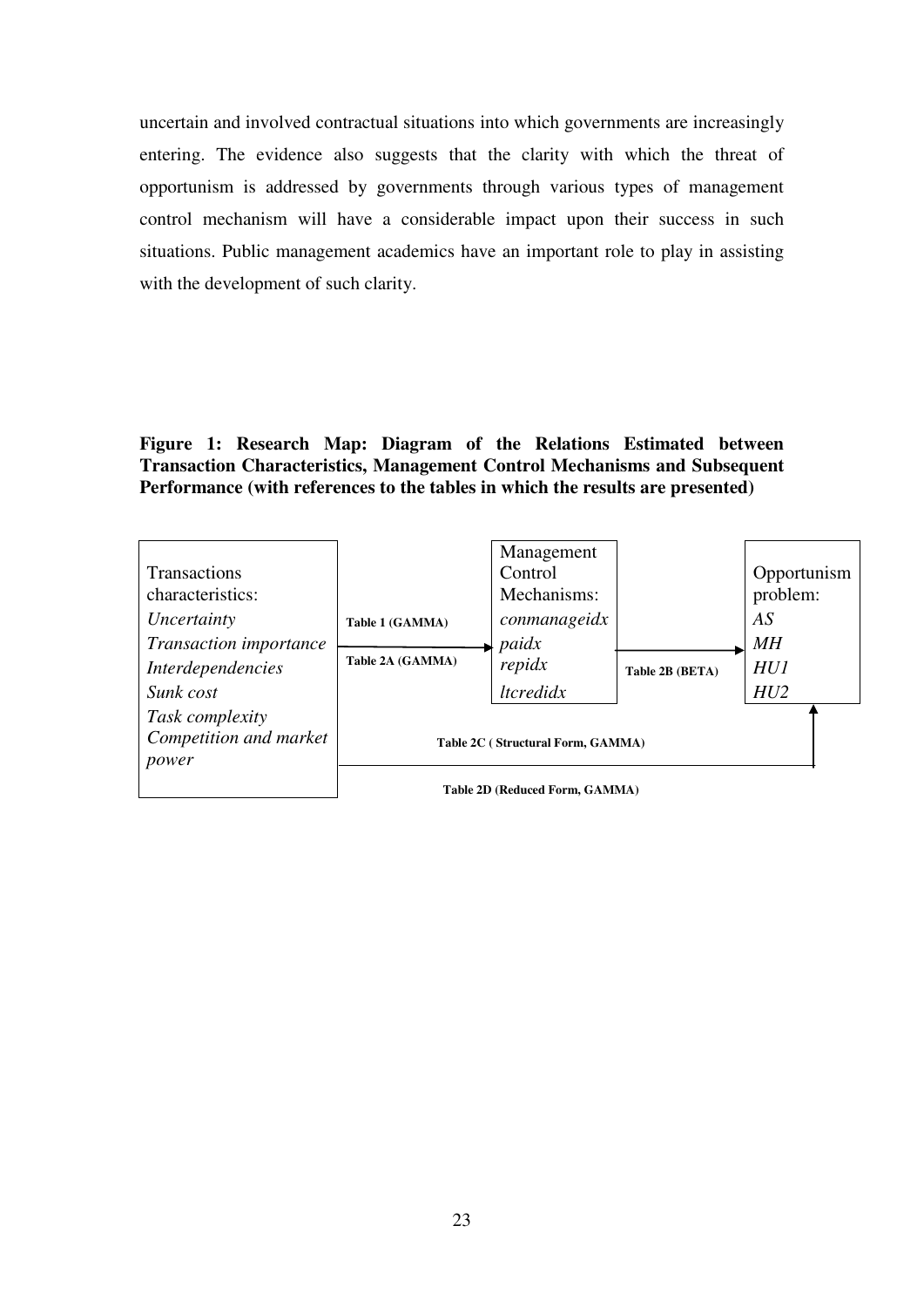uncertain and involved contractual situations into which governments are increasingly entering. The evidence also suggests that the clarity with which the threat of opportunism is addressed by governments through various types of management control mechanism will have a considerable impact upon their success in such situations. Public management academics have an important role to play in assisting with the development of such clarity.

**Figure 1: Research Map: Diagram of the Relations Estimated between Transaction Characteristics, Management Control Mechanisms and Subsequent Performance (with references to the tables in which the results are presented)**

Transactions characteristics:
*Uncertainty*
*Transaction importance*
*Interdependencies*
*Sunk cost*
*Task complexity*
*Competition and market power*

**Table 1 (GAMMA)**
**Table 2A (GAMMA)**

Management Control Mechanisms:
*conmanageidx*
*paidx*
*repidx*
*ltcredidx*

**Table 2B (BETA)**

Opportunism problem:
*AS*
*MH*
*HU1*
*HU2*

**Table 2C ( Structural Form, GAMMA)**

**Table 2D (Reduced Form, GAMMA)**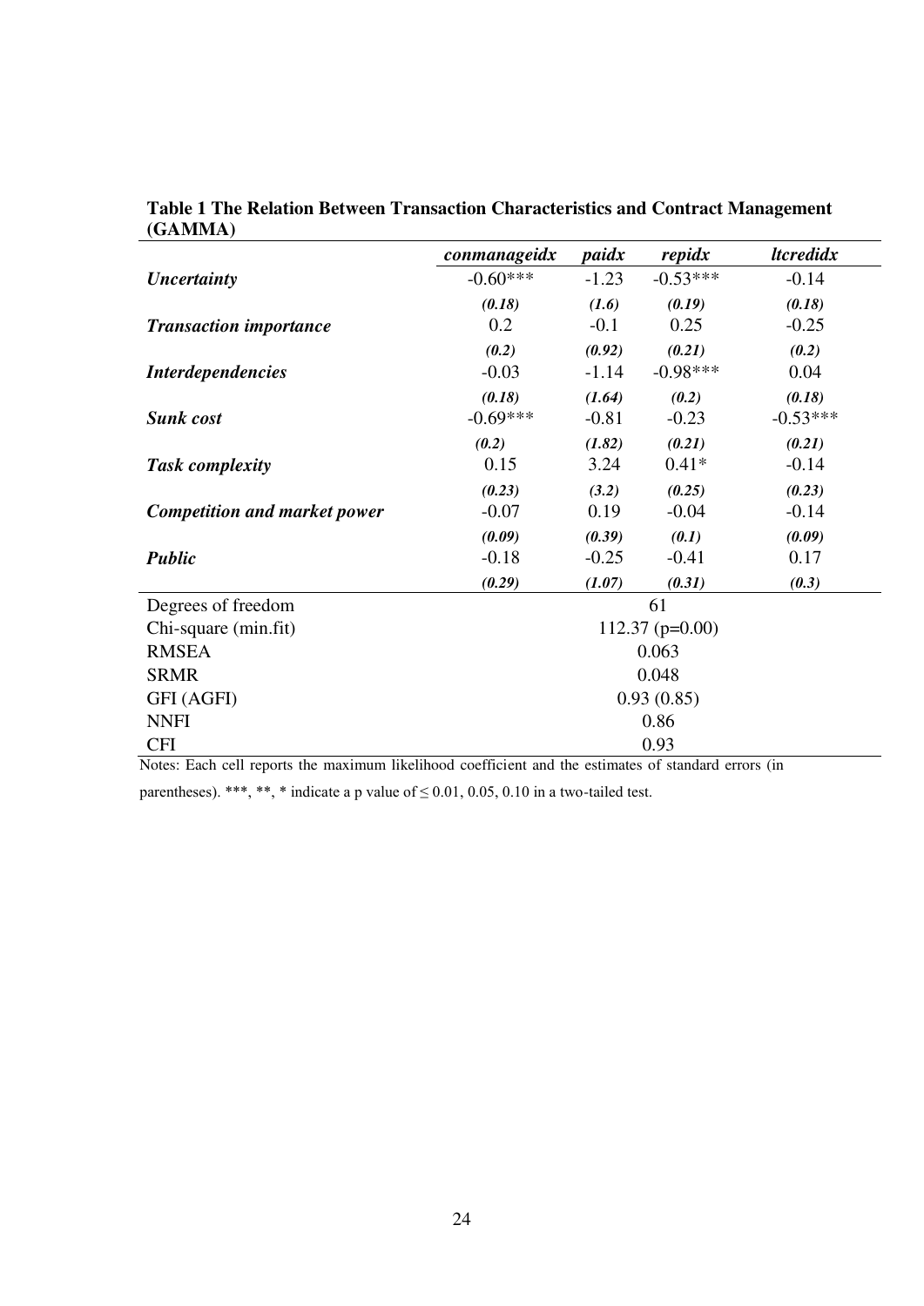**Table 1 The Relation Between Transaction Characteristics and Contract Management (GAMMA)**

| | *conmanageidx* | *paidx* | *repidx* | *ltcredidx* |
|---|---|---|---|---|
| ***Uncertainty*** | -0.60*** | -1.23 | -0.53*** | -0.14 |
| | *(0.18)* | *(1.6)* | *(0.19)* | *(0.18)* |
| ***Transaction importance*** | 0.2 | -0.1 | 0.25 | -0.25 |
| | *(0.2)* | *(0.92)* | *(0.21)* | *(0.2)* |
| ***Interdependencies*** | -0.03 | -1.14 | -0.98*** | 0.04 |
| | *(0.18)* | *(1.64)* | *(0.2)* | *(0.18)* |
| ***Sunk cost*** | -0.69*** | -0.81 | -0.23 | -0.53*** |
| | *(0.2)* | *(1.82)* | *(0.21)* | *(0.21)* |
| ***Task complexity*** | 0.15 | 3.24 | 0.41* | -0.14 |
| | *(0.23)* | *(3.2)* | *(0.25)* | *(0.23)* |
| ***Competition and market power*** | -0.07 | 0.19 | -0.04 | -0.14 |
| | *(0.09)* | *(0.39)* | *(0.1)* | *(0.09)* |
| ***Public*** | -0.18 | -0.25 | -0.41 | 0.17 |
| | *(0.29)* | *(1.07)* | *(0.31)* | *(0.3)* |
| Degrees of freedom | 61 | | | |
| Chi-square (min.fit) | 112.37 (p=0.00) | | | |
| RMSEA | 0.063 | | | |
| SRMR | 0.048 | | | |
| GFI (AGFI) | 0.93 (0.85) | | | |
| NNFI | 0.86 | | | |
| CFI | 0.93 | | | |

Notes: Each cell reports the maximum likelihood coefficient and the estimates of standard errors (in parentheses). ***, **, * indicate a p value of $\leq 0.01$, 0.05, 0.10 in a two-tailed test.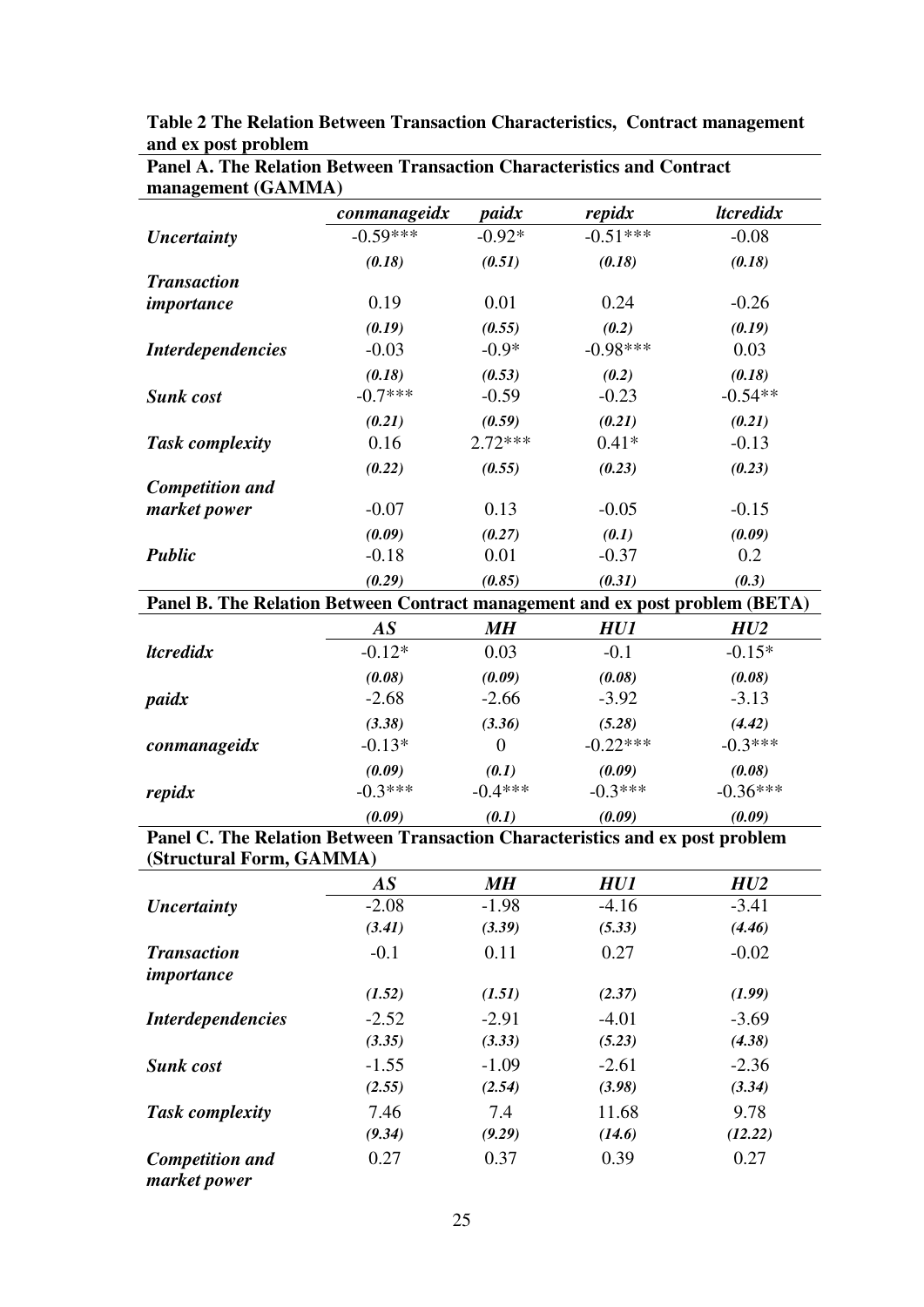**Table 2 The Relation Between Transaction Characteristics, Contract management and ex post problem**

**Panel A. The Relation Between Transaction Characteristics and Contract management (GAMMA)**

| | *conmanageidx* | *paidx* | *repidx* | *ltcredidx* |
|---|---|---|---|---|
| ***Uncertainty*** | -0.59*** | -0.92* | -0.51*** | -0.08 |
| | *(0.18)* | *(0.51)* | *(0.18)* | *(0.18)* |
| ***Transaction importance*** | 0.19 | 0.01 | 0.24 | -0.26 |
| | *(0.19)* | *(0.55)* | *(0.2)* | *(0.19)* |
| ***Interdependencies*** | -0.03 | -0.9* | -0.98*** | 0.03 |
| | *(0.18)* | *(0.53)* | *(0.2)* | *(0.18)* |
| ***Sunk cost*** | -0.7*** | -0.59 | -0.23 | -0.54** |
| | *(0.21)* | *(0.59)* | *(0.21)* | *(0.21)* |
| ***Task complexity*** | 0.16 | 2.72*** | 0.41* | -0.13 |
| | *(0.22)* | *(0.55)* | *(0.23)* | *(0.23)* |
| ***Competition and market power*** | -0.07 | 0.13 | -0.05 | -0.15 |
| | *(0.09)* | *(0.27)* | *(0.1)* | *(0.09)* |
| ***Public*** | -0.18 | 0.01 | -0.37 | 0.2 |
| | *(0.29)* | *(0.85)* | *(0.31)* | *(0.3)* |

**Panel B. The Relation Between Contract management and ex post problem (BETA)**

| | *AS* | *MH* | *HU1* | *HU2* |
|---|---|---|---|---|
| ***ltcredidx*** | -0.12* | 0.03 | -0.1 | -0.15* |
| | *(0.08)* | *(0.09)* | *(0.08)* | *(0.08)* |
| ***paidx*** | -2.68 | -2.66 | -3.92 | -3.13 |
| | *(3.38)* | *(3.36)* | *(5.28)* | *(4.42)* |
| ***conmanageidx*** | -0.13* | 0 | -0.22*** | -0.3*** |
| | *(0.09)* | *(0.1)* | *(0.09)* | *(0.08)* |
| ***repidx*** | -0.3*** | -0.4*** | -0.3*** | -0.36*** |
| | *(0.09)* | *(0.1)* | *(0.09)* | *(0.09)* |

**Panel C. The Relation Between Transaction Characteristics and ex post problem (Structural Form, GAMMA)**

| | *AS* | *MH* | *HU1* | *HU2* |
|---|---|---|---|---|
| ***Uncertainty*** | -2.08 | -1.98 | -4.16 | -3.41 |
| | *(3.41)* | *(3.39)* | *(5.33)* | *(4.46)* |
| ***Transaction importance*** | -0.1 | 0.11 | 0.27 | -0.02 |
| | *(1.52)* | *(1.51)* | *(2.37)* | *(1.99)* |
| ***Interdependencies*** | -2.52 | -2.91 | -4.01 | -3.69 |
| | *(3.35)* | *(3.33)* | *(5.23)* | *(4.38)* |
| ***Sunk cost*** | -1.55 | -1.09 | -2.61 | -2.36 |
| | *(2.55)* | *(2.54)* | *(3.98)* | *(3.34)* |
| ***Task complexity*** | 7.46 | 7.4 | 11.68 | 9.78 |
| | *(9.34)* | *(9.29)* | *(14.6)* | *(12.22)* |
| ***Competition and market power*** | 0.27 | 0.37 | 0.39 | 0.27 |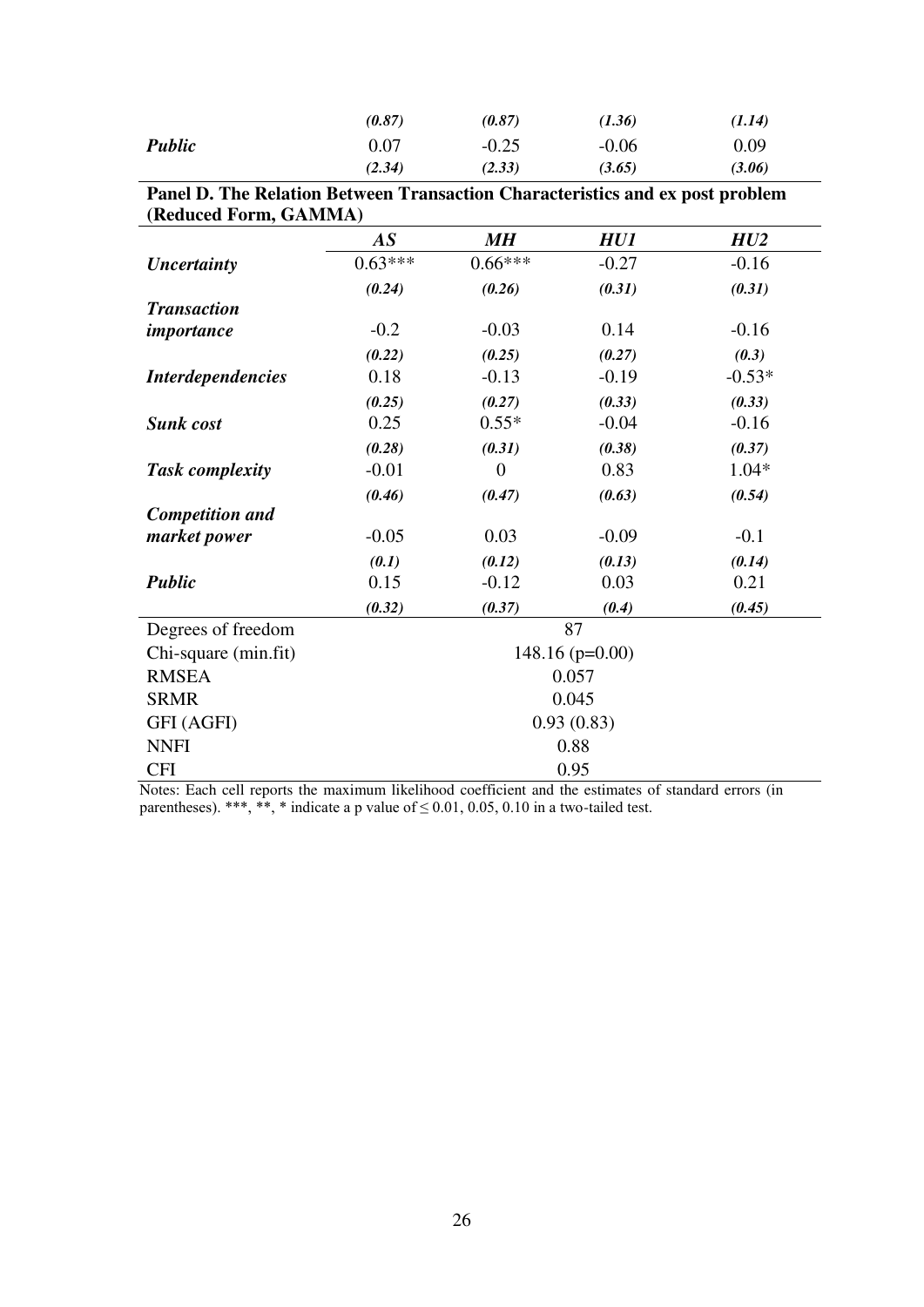| | | | | |
|---|---|---|---|---|
| | *(0.87)* | *(0.87)* | *(1.36)* | *(1.14)* |
| ***Public*** | 0.07 | -0.25 | -0.06 | 0.09 |
| | *(2.34)* | *(2.33)* | *(3.65)* | *(3.06)* |

**Panel D. The Relation Between Transaction Characteristics and ex post problem (Reduced Form, GAMMA)**

| | ***AS*** | ***MH*** | ***HU1*** | ***HU2*** |
|---|---|---|---|---|
| ***Uncertainty*** | 0.63*** | 0.66*** | -0.27 | -0.16 |
| | *(0.24)* | *(0.26)* | *(0.31)* | *(0.31)* |
| ***Transaction importance*** | -0.2 | -0.03 | 0.14 | -0.16 |
| | *(0.22)* | *(0.25)* | *(0.27)* | *(0.3)* |
| ***Interdependencies*** | 0.18 | -0.13 | -0.19 | -0.53* |
| | *(0.25)* | *(0.27)* | *(0.33)* | *(0.33)* |
| ***Sunk cost*** | 0.25 | 0.55* | -0.04 | -0.16 |
| | *(0.28)* | *(0.31)* | *(0.38)* | *(0.37)* |
| ***Task complexity*** | -0.01 | 0 | 0.83 | 1.04* |
| | *(0.46)* | *(0.47)* | *(0.63)* | *(0.54)* |
| ***Competition and market power*** | -0.05 | 0.03 | -0.09 | -0.1 |
| | *(0.1)* | *(0.12)* | *(0.13)* | *(0.14)* |
| ***Public*** | 0.15 | -0.12 | 0.03 | 0.21 |
| | *(0.32)* | *(0.37)* | *(0.4)* | *(0.45)* |
| Degrees of freedom | 87 | | | |
| Chi-square (min.fit) | 148.16 (p=0.00) | | | |
| RMSEA | 0.057 | | | |
| SRMR | 0.045 | | | |
| GFI (AGFI) | 0.93 (0.83) | | | |
| NNFI | 0.88 | | | |
| CFI | 0.95 | | | |

Notes: Each cell reports the maximum likelihood coefficient and the estimates of standard errors (in parentheses). ***, **, * indicate a p value of ≤ 0.01, 0.05, 0.10 in a two-tailed test.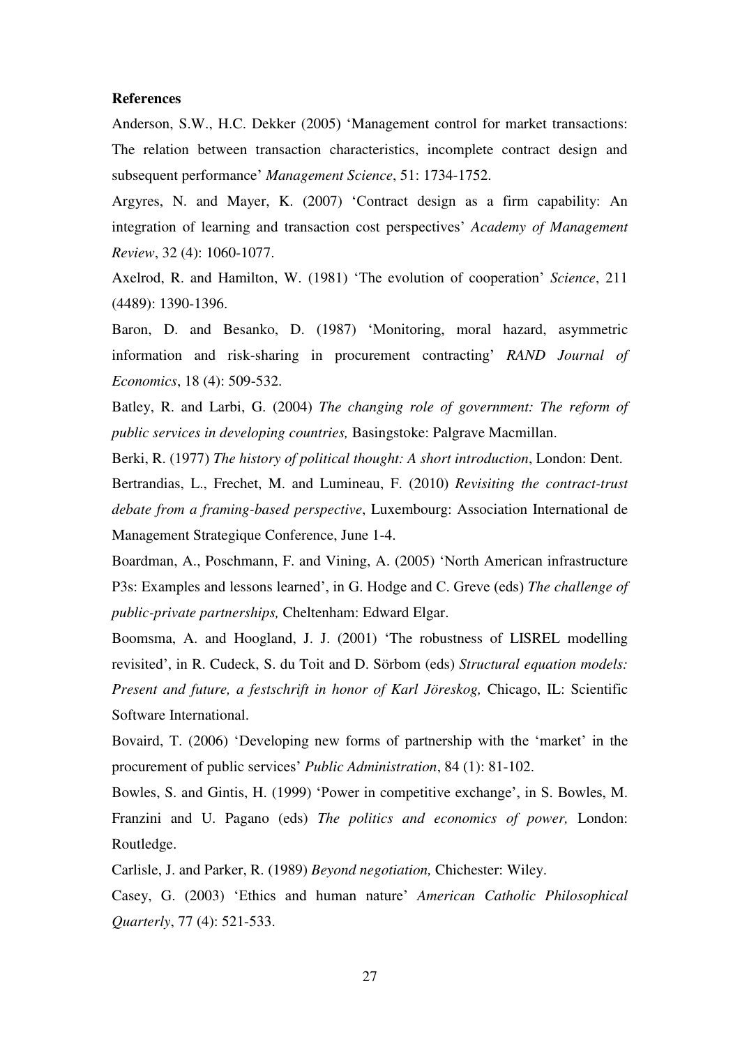**References**

Anderson, S.W., H.C. Dekker (2005) 'Management control for market transactions: The relation between transaction characteristics, incomplete contract design and subsequent performance' *Management Science*, 51: 1734-1752.

Argyres, N. and Mayer, K. (2007) 'Contract design as a firm capability: An integration of learning and transaction cost perspectives' *Academy of Management Review*, 32 (4): 1060-1077.

Axelrod, R. and Hamilton, W. (1981) 'The evolution of cooperation' *Science*, 211 (4489): 1390-1396.

Baron, D. and Besanko, D. (1987) 'Monitoring, moral hazard, asymmetric information and risk-sharing in procurement contracting' *RAND Journal of Economics*, 18 (4): 509-532.

Batley, R. and Larbi, G. (2004) *The changing role of government: The reform of public services in developing countries,* Basingstoke: Palgrave Macmillan.

Berki, R. (1977) *The history of political thought: A short introduction*, London: Dent.

Bertrandias, L., Frechet, M. and Lumineau, F. (2010) *Revisiting the contract-trust debate from a framing-based perspective*, Luxembourg: Association International de Management Strategique Conference, June 1-4.

Boardman, A., Poschmann, F. and Vining, A. (2005) 'North American infrastructure P3s: Examples and lessons learned', in G. Hodge and C. Greve (eds) *The challenge of public-private partnerships,* Cheltenham: Edward Elgar.

Boomsma, A. and Hoogland, J. J. (2001) 'The robustness of LISREL modelling revisited', in R. Cudeck, S. du Toit and D. Sörbom (eds) *Structural equation models: Present and future, a festschrift in honor of Karl Jöreskog,* Chicago, IL: Scientific Software International.

Bovaird, T. (2006) 'Developing new forms of partnership with the 'market' in the procurement of public services' *Public Administration*, 84 (1): 81-102.

Bowles, S. and Gintis, H. (1999) 'Power in competitive exchange', in S. Bowles, M. Franzini and U. Pagano (eds) *The politics and economics of power,* London: Routledge.

Carlisle, J. and Parker, R. (1989) *Beyond negotiation,* Chichester: Wiley.

Casey, G. (2003) 'Ethics and human nature' *American Catholic Philosophical Quarterly*, 77 (4): 521-533.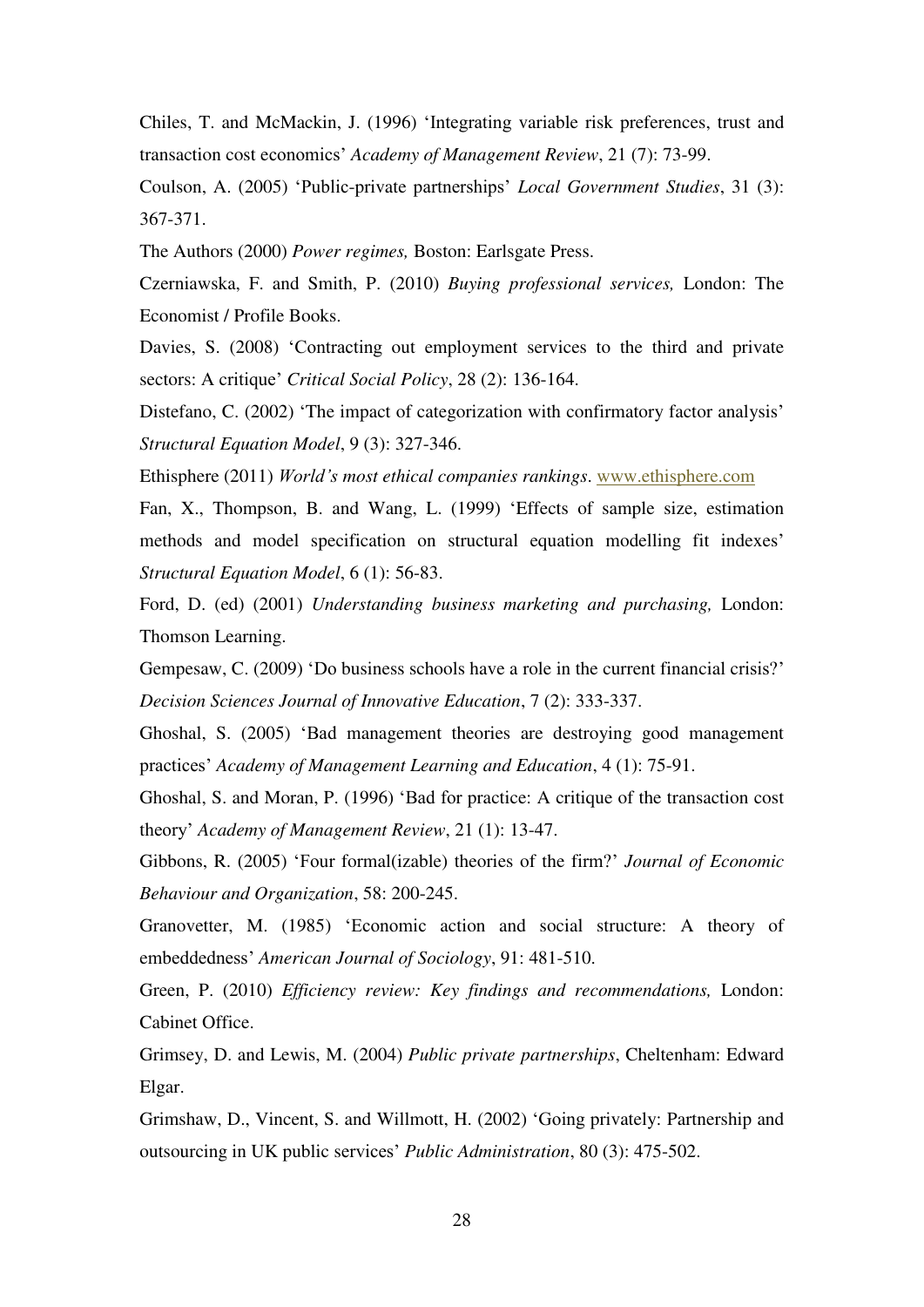Chiles, T. and McMackin, J. (1996) 'Integrating variable risk preferences, trust and transaction cost economics' *Academy of Management Review*, 21 (7): 73-99.

Coulson, A. (2005) 'Public-private partnerships' *Local Government Studies*, 31 (3): 367-371.

The Authors (2000) *Power regimes,* Boston: Earlsgate Press.

Czerniawska, F. and Smith, P. (2010) *Buying professional services,* London: The Economist / Profile Books.

Davies, S. (2008) 'Contracting out employment services to the third and private sectors: A critique' *Critical Social Policy*, 28 (2): 136-164.

Distefano, C. (2002) 'The impact of categorization with confirmatory factor analysis' *Structural Equation Model*, 9 (3): 327-346.

Ethisphere (2011) *World's most ethical companies rankings*. www.ethisphere.com

Fan, X., Thompson, B. and Wang, L. (1999) 'Effects of sample size, estimation methods and model specification on structural equation modelling fit indexes' *Structural Equation Model*, 6 (1): 56-83.

Ford, D. (ed) (2001) *Understanding business marketing and purchasing,* London: Thomson Learning.

Gempesaw, C. (2009) 'Do business schools have a role in the current financial crisis?' *Decision Sciences Journal of Innovative Education*, 7 (2): 333-337.

Ghoshal, S. (2005) 'Bad management theories are destroying good management practices' *Academy of Management Learning and Education*, 4 (1): 75-91.

Ghoshal, S. and Moran, P. (1996) 'Bad for practice: A critique of the transaction cost theory' *Academy of Management Review*, 21 (1): 13-47.

Gibbons, R. (2005) 'Four formal(izable) theories of the firm?' *Journal of Economic Behaviour and Organization*, 58: 200-245.

Granovetter, M. (1985) 'Economic action and social structure: A theory of embeddedness' *American Journal of Sociology*, 91: 481-510.

Green, P. (2010) *Efficiency review: Key findings and recommendations,* London: Cabinet Office.

Grimsey, D. and Lewis, M. (2004) *Public private partnerships*, Cheltenham: Edward Elgar.

Grimshaw, D., Vincent, S. and Willmott, H. (2002) 'Going privately: Partnership and outsourcing in UK public services' *Public Administration*, 80 (3): 475-502.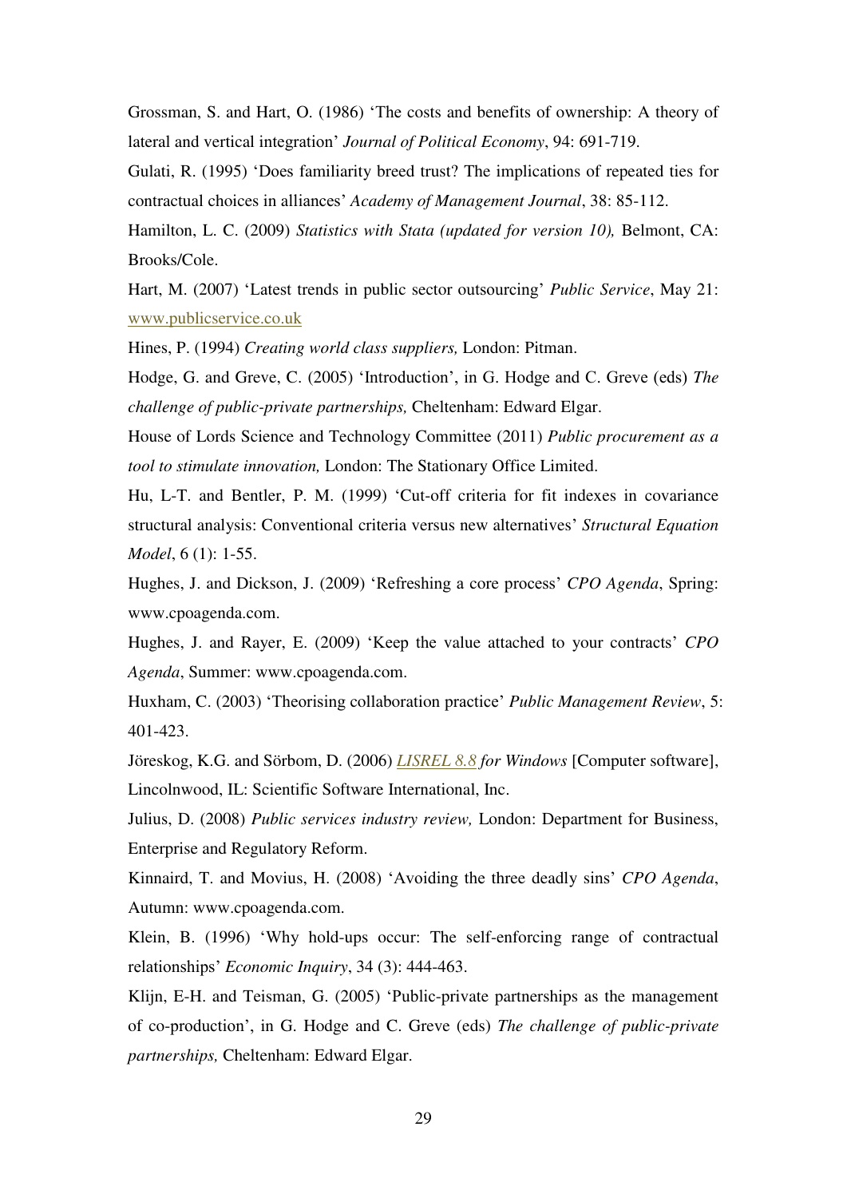Grossman, S. and Hart, O. (1986) 'The costs and benefits of ownership: A theory of lateral and vertical integration' *Journal of Political Economy*, 94: 691-719.

Gulati, R. (1995) 'Does familiarity breed trust? The implications of repeated ties for contractual choices in alliances' *Academy of Management Journal*, 38: 85-112.

Hamilton, L. C. (2009) *Statistics with Stata (updated for version 10),* Belmont, CA: Brooks/Cole.

Hart, M. (2007) 'Latest trends in public sector outsourcing' *Public Service*, May 21: www.publicservice.co.uk

Hines, P. (1994) *Creating world class suppliers,* London: Pitman.

Hodge, G. and Greve, C. (2005) 'Introduction', in G. Hodge and C. Greve (eds) *The challenge of public-private partnerships,* Cheltenham: Edward Elgar.

House of Lords Science and Technology Committee (2011) *Public procurement as a tool to stimulate innovation,* London: The Stationary Office Limited.

Hu, L-T. and Bentler, P. M. (1999) 'Cut-off criteria for fit indexes in covariance structural analysis: Conventional criteria versus new alternatives' *Structural Equation Model*, 6 (1): 1-55.

Hughes, J. and Dickson, J. (2009) 'Refreshing a core process' *CPO Agenda*, Spring: www.cpoagenda.com.

Hughes, J. and Rayer, E. (2009) 'Keep the value attached to your contracts' *CPO Agenda*, Summer: www.cpoagenda.com.

Huxham, C. (2003) 'Theorising collaboration practice' *Public Management Review*, 5: 401-423.

Jöreskog, K.G. and Sörbom, D. (2006) *LISREL 8.8 for Windows* [Computer software], Lincolnwood, IL: Scientific Software International, Inc.

Julius, D. (2008) *Public services industry review,* London: Department for Business, Enterprise and Regulatory Reform.

Kinnaird, T. and Movius, H. (2008) 'Avoiding the three deadly sins' *CPO Agenda*, Autumn: www.cpoagenda.com.

Klein, B. (1996) 'Why hold-ups occur: The self-enforcing range of contractual relationships' *Economic Inquiry*, 34 (3): 444-463.

Klijn, E-H. and Teisman, G. (2005) 'Public-private partnerships as the management of co-production', in G. Hodge and C. Greve (eds) *The challenge of public-private partnerships,* Cheltenham: Edward Elgar.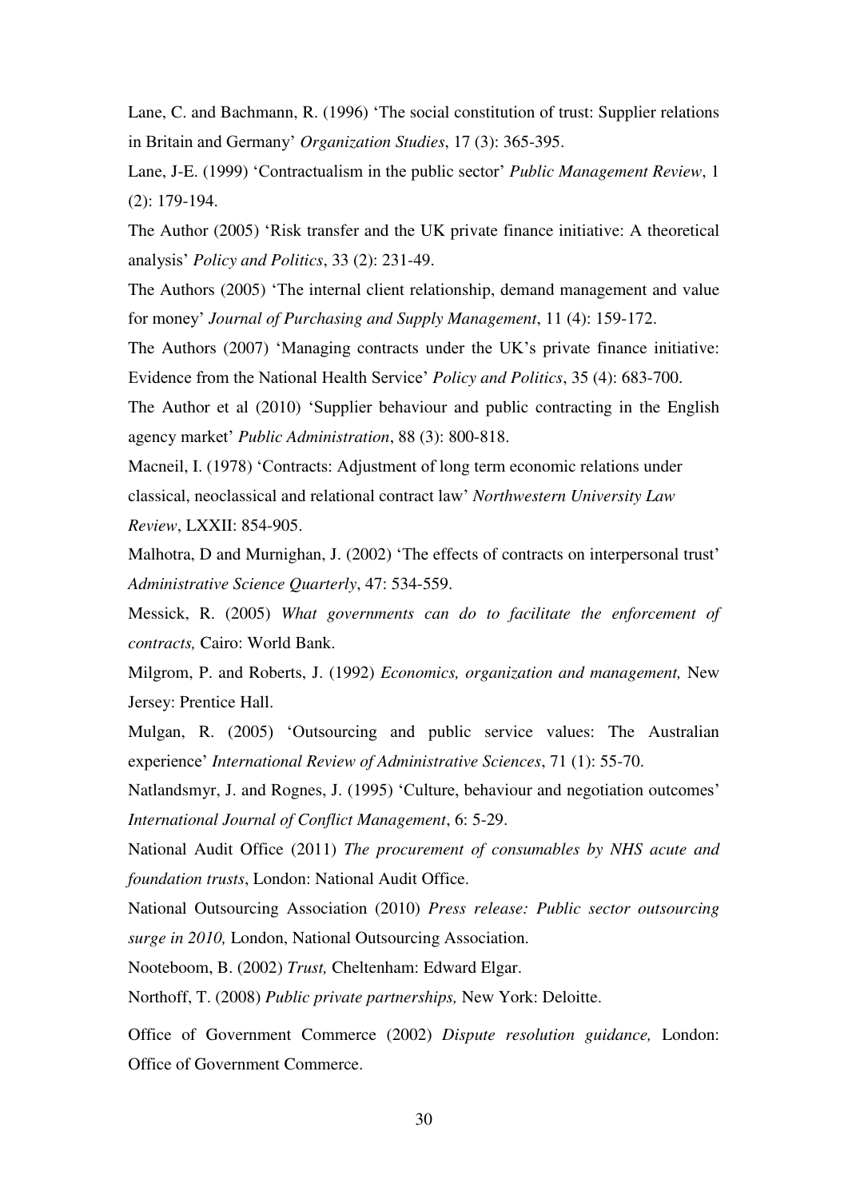Lane, C. and Bachmann, R. (1996) 'The social constitution of trust: Supplier relations in Britain and Germany' *Organization Studies*, 17 (3): 365-395.

Lane, J-E. (1999) 'Contractualism in the public sector' *Public Management Review*, 1 (2): 179-194.

The Author (2005) 'Risk transfer and the UK private finance initiative: A theoretical analysis' *Policy and Politics*, 33 (2): 231-49.

The Authors (2005) 'The internal client relationship, demand management and value for money' *Journal of Purchasing and Supply Management*, 11 (4): 159-172.

The Authors (2007) 'Managing contracts under the UK's private finance initiative: Evidence from the National Health Service' *Policy and Politics*, 35 (4): 683-700.

The Author et al (2010) 'Supplier behaviour and public contracting in the English agency market' *Public Administration*, 88 (3): 800-818.

Macneil, I. (1978) 'Contracts: Adjustment of long term economic relations under classical, neoclassical and relational contract law' *Northwestern University Law Review*, LXXII: 854-905.

Malhotra, D and Murnighan, J. (2002) 'The effects of contracts on interpersonal trust' *Administrative Science Quarterly*, 47: 534-559.

Messick, R. (2005) *What governments can do to facilitate the enforcement of contracts,* Cairo: World Bank.

Milgrom, P. and Roberts, J. (1992) *Economics, organization and management,* New Jersey: Prentice Hall.

Mulgan, R. (2005) 'Outsourcing and public service values: The Australian experience' *International Review of Administrative Sciences*, 71 (1): 55-70.

Natlandsmyr, J. and Rognes, J. (1995) 'Culture, behaviour and negotiation outcomes' *International Journal of Conflict Management*, 6: 5-29.

National Audit Office (2011) *The procurement of consumables by NHS acute and foundation trusts*, London: National Audit Office.

National Outsourcing Association (2010) *Press release: Public sector outsourcing surge in 2010,* London, National Outsourcing Association.

Nooteboom, B. (2002) *Trust,* Cheltenham: Edward Elgar.

Northoff, T. (2008) *Public private partnerships,* New York: Deloitte.

Office of Government Commerce (2002) *Dispute resolution guidance,* London: Office of Government Commerce.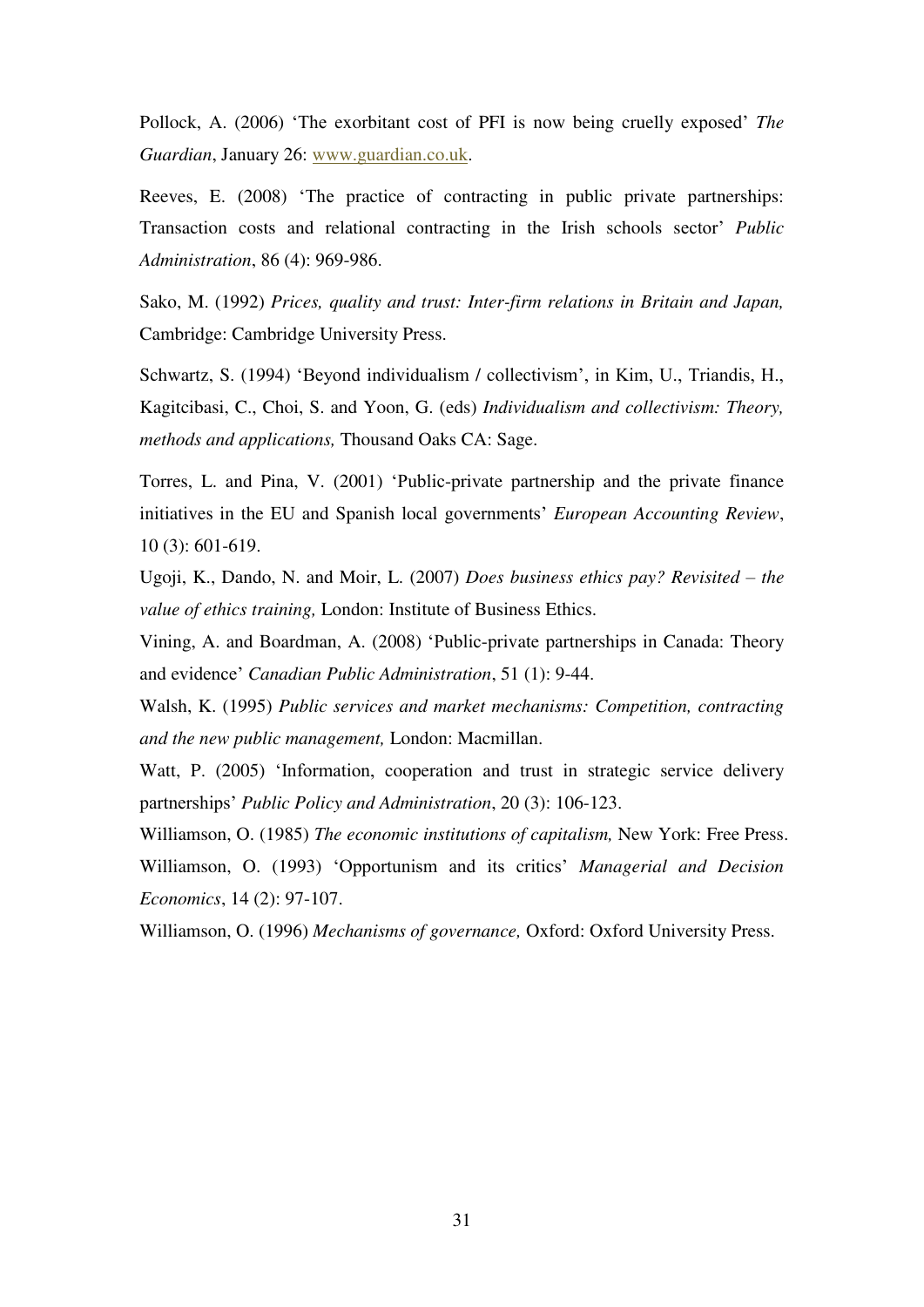Pollock, A. (2006) 'The exorbitant cost of PFI is now being cruelly exposed' *The Guardian*, January 26: www.guardian.co.uk.

Reeves, E. (2008) 'The practice of contracting in public private partnerships: Transaction costs and relational contracting in the Irish schools sector' *Public Administration*, 86 (4): 969-986.

Sako, M. (1992) *Prices, quality and trust: Inter-firm relations in Britain and Japan,* Cambridge: Cambridge University Press.

Schwartz, S. (1994) 'Beyond individualism / collectivism', in Kim, U., Triandis, H., Kagitcibasi, C., Choi, S. and Yoon, G. (eds) *Individualism and collectivism: Theory, methods and applications,* Thousand Oaks CA: Sage.

Torres, L. and Pina, V. (2001) 'Public-private partnership and the private finance initiatives in the EU and Spanish local governments' *European Accounting Review*, 10 (3): 601-619.

Ugoji, K., Dando, N. and Moir, L. (2007) *Does business ethics pay? Revisited – the value of ethics training,* London: Institute of Business Ethics.

Vining, A. and Boardman, A. (2008) 'Public-private partnerships in Canada: Theory and evidence' *Canadian Public Administration*, 51 (1): 9-44.

Walsh, K. (1995) *Public services and market mechanisms: Competition, contracting and the new public management,* London: Macmillan.

Watt, P. (2005) 'Information, cooperation and trust in strategic service delivery partnerships' *Public Policy and Administration*, 20 (3): 106-123.

Williamson, O. (1985) *The economic institutions of capitalism,* New York: Free Press.

Williamson, O. (1993) 'Opportunism and its critics' *Managerial and Decision Economics*, 14 (2): 97-107.

Williamson, O. (1996) *Mechanisms of governance,* Oxford: Oxford University Press.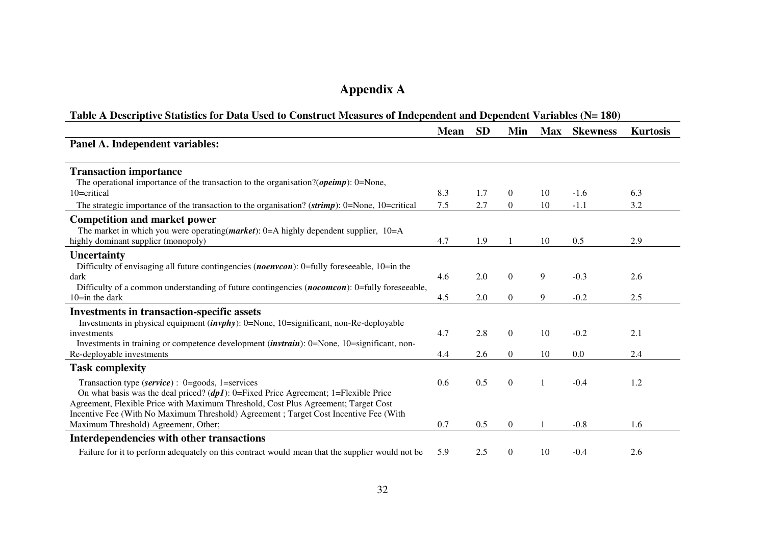# Appendix A

**Table A Descriptive Statistics for Data Used to Construct Measures of Independent and Dependent Variables (N= 180)**

| | Mean | SD | Min | Max | Skewness | Kurtosis |
|---|---|---|---|---|---|---|
| **Panel A. Independent variables:** | | | | | | |
| **Transaction importance** | | | | | | |
| The operational importance of the transaction to the organisation?(***opeimp***): 0=None, 10=critical | 8.3 | 1.7 | 0 | 10 | -1.6 | 6.3 |
| The strategic importance of the transaction to the organisation? (***strimp***): 0=None, 10=critical | 7.5 | 2.7 | 0 | 10 | -1.1 | 3.2 |
| **Competition and market power** | | | | | | |
| The market in which you were operating(***market***): 0=A highly dependent supplier, 10=A highly dominant supplier (monopoly) | 4.7 | 1.9 | 1 | 10 | 0.5 | 2.9 |
| **Uncertainty** | | | | | | |
| Difficulty of envisaging all future contingencies (***noenvcon***): 0=fully foreseeable, 10=in the dark | 4.6 | 2.0 | 0 | 9 | -0.3 | 2.6 |
| Difficulty of a common understanding of future contingencies (***nocomcon***): 0=fully foreseeable, 10=in the dark | 4.5 | 2.0 | 0 | 9 | -0.2 | 2.5 |
| **Investments in transaction-specific assets** | | | | | | |
| Investments in physical equipment (***invphy***): 0=None, 10=significant, non-Re-deployable investments | 4.7 | 2.8 | 0 | 10 | -0.2 | 2.1 |
| Investments in training or competence development (***invtrain***): 0=None, 10=significant, non-Re-deployable investments | 4.4 | 2.6 | 0 | 10 | 0.0 | 2.4 |
| **Task complexity** | | | | | | |
| Transaction type (***service***) : 0=goods, 1=services | 0.6 | 0.5 | 0 | 1 | -0.4 | 1.2 |
| On what basis was the deal priced? (***dp1***): 0=Fixed Price Agreement; 1=Flexible Price Agreement, Flexible Price with Maximum Threshold, Cost Plus Agreement; Target Cost Incentive Fee (With No Maximum Threshold) Agreement ; Target Cost Incentive Fee (With Maximum Threshold) Agreement, Other; | 0.7 | 0.5 | 0 | 1 | -0.8 | 1.6 |
| **Interdependencies with other transactions** | | | | | | |
| Failure for it to perform adequately on this contract would mean that the supplier would not be | 5.9 | 2.5 | 0 | 10 | -0.4 | 2.6 |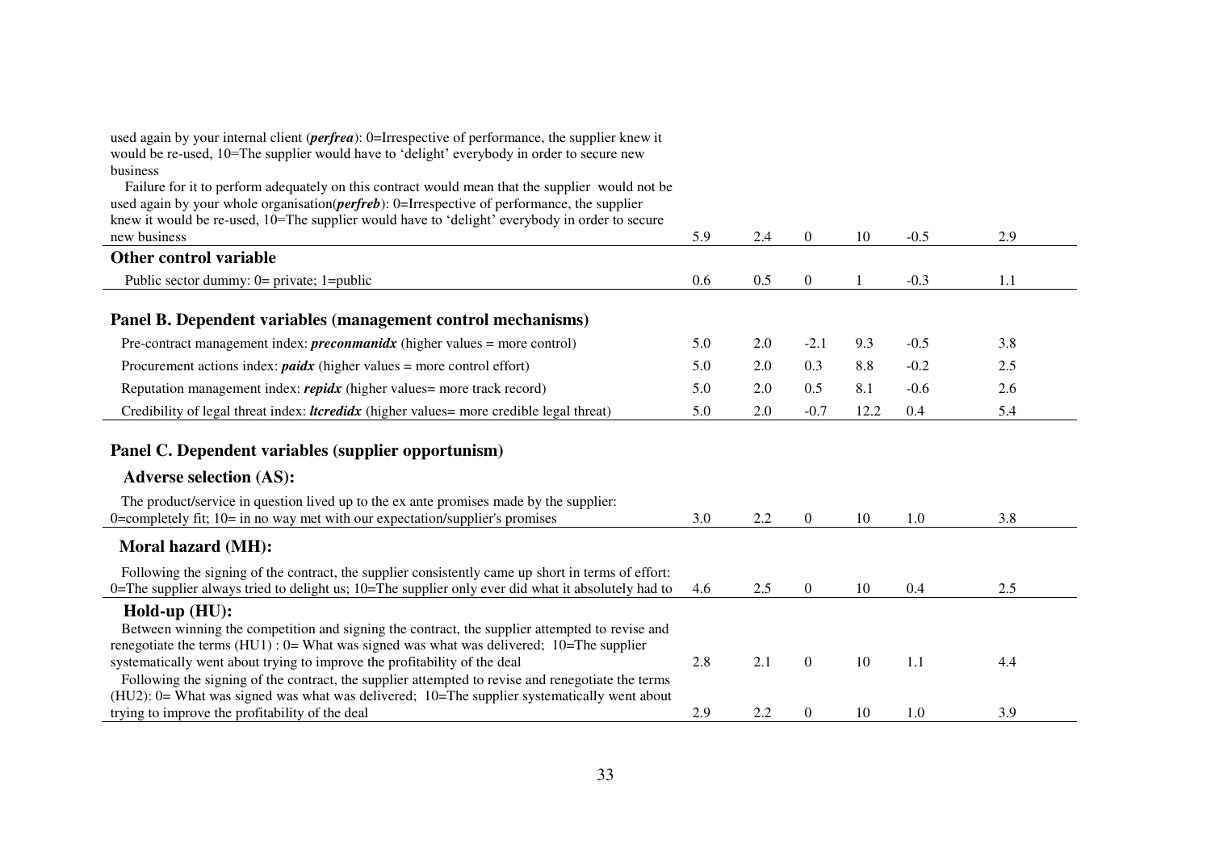| | | | | | | |
|---|---|---|---|---|---|---|
| used again by your internal client (***perfrea***): 0=Irrespective of performance, the supplier knew it would be re-used, 10=The supplier would have to 'delight' everybody in order to secure new business<br>Failure for it to perform adequately on this contract would mean that the supplier would not be used again by your whole organisation(***perfreb***): 0=Irrespective of performance, the supplier knew it would be re-used, 10=The supplier would have to 'delight' everybody in order to secure new business | 5.9 | 2.4 | 0 | 10 | -0.5 | 2.9 |
| **Other control variable** | | | | | | |
| Public sector dummy: 0= private; 1=public | 0.6 | 0.5 | 0 | 1 | -0.3 | 1.1 |
| **Panel B. Dependent variables (management control mechanisms)** | | | | | | |
| Pre-contract management index: ***preconmanidx*** (higher values = more control) | 5.0 | 2.0 | -2.1 | 9.3 | -0.5 | 3.8 |
| Procurement actions index: ***paidx*** (higher values = more control effort) | 5.0 | 2.0 | 0.3 | 8.8 | -0.2 | 2.5 |
| Reputation management index: ***repidx*** (higher values= more track record) | 5.0 | 2.0 | 0.5 | 8.1 | -0.6 | 2.6 |
| Credibility of legal threat index: ***ltcredidx*** (higher values= more credible legal threat) | 5.0 | 2.0 | -0.7 | 12.2 | 0.4 | 5.4 |
| **Panel C. Dependent variables (supplier opportunism)** | | | | | | |
| **Adverse selection (AS):** | | | | | | |
| The product/service in question lived up to the ex ante promises made by the supplier: 0=completely fit; 10= in no way met with our expectation/supplier's promises | 3.0 | 2.2 | 0 | 10 | 1.0 | 3.8 |
| **Moral hazard (MH):** | | | | | | |
| Following the signing of the contract, the supplier consistently came up short in terms of effort: 0=The supplier always tried to delight us; 10=The supplier only ever did what it absolutely had to | 4.6 | 2.5 | 0 | 10 | 0.4 | 2.5 |
| **Hold-up (HU):** | | | | | | |
| Between winning the competition and signing the contract, the supplier attempted to revise and renegotiate the terms (HU1) : 0= What was signed was what was delivered; 10=The supplier systematically went about trying to improve the profitability of the deal | 2.8 | 2.1 | 0 | 10 | 1.1 | 4.4 |
| Following the signing of the contract, the supplier attempted to revise and renegotiate the terms (HU2): 0= What was signed was what was delivered; 10=The supplier systematically went about trying to improve the profitability of the deal | 2.9 | 2.2 | 0 | 10 | 1.0 | 3.9 |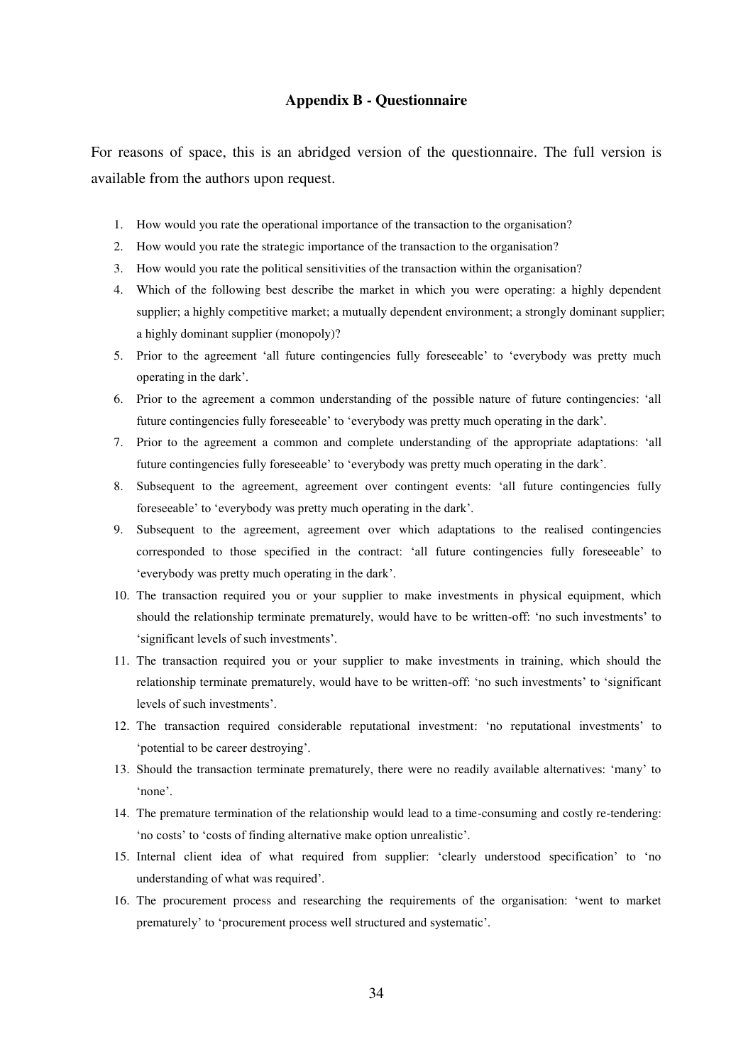## Appendix B - Questionnaire

For reasons of space, this is an abridged version of the questionnaire. The full version is available from the authors upon request.

1. How would you rate the operational importance of the transaction to the organisation?
2. How would you rate the strategic importance of the transaction to the organisation?
3. How would you rate the political sensitivities of the transaction within the organisation?
4. Which of the following best describe the market in which you were operating: a highly dependent supplier; a highly competitive market; a mutually dependent environment; a strongly dominant supplier; a highly dominant supplier (monopoly)?
5. Prior to the agreement 'all future contingencies fully foreseeable' to 'everybody was pretty much operating in the dark'.
6. Prior to the agreement a common understanding of the possible nature of future contingencies: 'all future contingencies fully foreseeable' to 'everybody was pretty much operating in the dark'.
7. Prior to the agreement a common and complete understanding of the appropriate adaptations: 'all future contingencies fully foreseeable' to 'everybody was pretty much operating in the dark'.
8. Subsequent to the agreement, agreement over contingent events: 'all future contingencies fully foreseeable' to 'everybody was pretty much operating in the dark'.
9. Subsequent to the agreement, agreement over which adaptations to the realised contingencies corresponded to those specified in the contract: 'all future contingencies fully foreseeable' to 'everybody was pretty much operating in the dark'.
10. The transaction required you or your supplier to make investments in physical equipment, which should the relationship terminate prematurely, would have to be written-off: 'no such investments' to 'significant levels of such investments'.
11. The transaction required you or your supplier to make investments in training, which should the relationship terminate prematurely, would have to be written-off: 'no such investments' to 'significant levels of such investments'.
12. The transaction required considerable reputational investment: 'no reputational investments' to 'potential to be career destroying'.
13. Should the transaction terminate prematurely, there were no readily available alternatives: 'many' to 'none'.
14. The premature termination of the relationship would lead to a time-consuming and costly re-tendering: 'no costs' to 'costs of finding alternative make option unrealistic'.
15. Internal client idea of what required from supplier: 'clearly understood specification' to 'no understanding of what was required'.
16. The procurement process and researching the requirements of the organisation: 'went to market prematurely' to 'procurement process well structured and systematic'.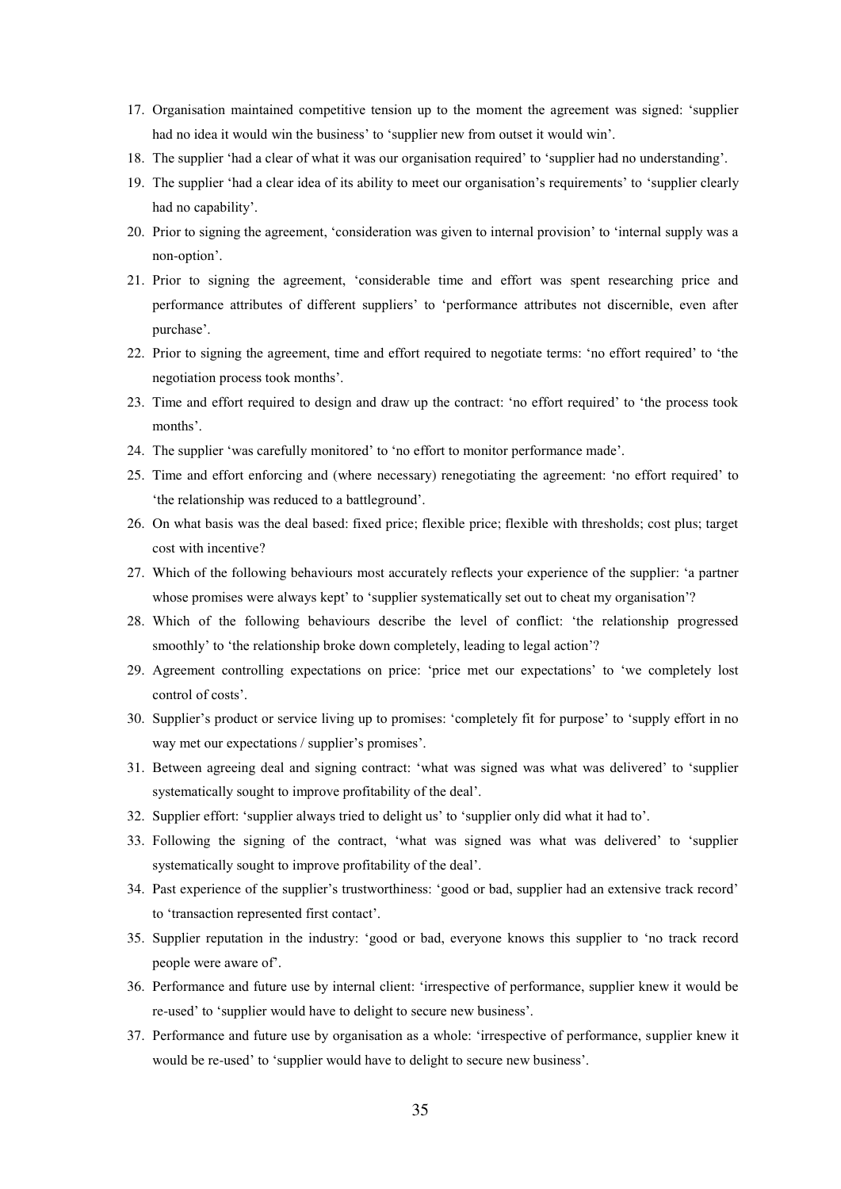17. Organisation maintained competitive tension up to the moment the agreement was signed: 'supplier had no idea it would win the business' to 'supplier new from outset it would win'.
18. The supplier 'had a clear of what it was our organisation required' to 'supplier had no understanding'.
19. The supplier 'had a clear idea of its ability to meet our organisation's requirements' to 'supplier clearly had no capability'.
20. Prior to signing the agreement, 'consideration was given to internal provision' to 'internal supply was a non-option'.
21. Prior to signing the agreement, 'considerable time and effort was spent researching price and performance attributes of different suppliers' to 'performance attributes not discernible, even after purchase'.
22. Prior to signing the agreement, time and effort required to negotiate terms: 'no effort required' to 'the negotiation process took months'.
23. Time and effort required to design and draw up the contract: 'no effort required' to 'the process took months'.
24. The supplier 'was carefully monitored' to 'no effort to monitor performance made'.
25. Time and effort enforcing and (where necessary) renegotiating the agreement: 'no effort required' to 'the relationship was reduced to a battleground'.
26. On what basis was the deal based: fixed price; flexible price; flexible with thresholds; cost plus; target cost with incentive?
27. Which of the following behaviours most accurately reflects your experience of the supplier: 'a partner whose promises were always kept' to 'supplier systematically set out to cheat my organisation'?
28. Which of the following behaviours describe the level of conflict: 'the relationship progressed smoothly' to 'the relationship broke down completely, leading to legal action'?
29. Agreement controlling expectations on price: 'price met our expectations' to 'we completely lost control of costs'.
30. Supplier's product or service living up to promises: 'completely fit for purpose' to 'supply effort in no way met our expectations / supplier's promises'.
31. Between agreeing deal and signing contract: 'what was signed was what was delivered' to 'supplier systematically sought to improve profitability of the deal'.
32. Supplier effort: 'supplier always tried to delight us' to 'supplier only did what it had to'.
33. Following the signing of the contract, 'what was signed was what was delivered' to 'supplier systematically sought to improve profitability of the deal'.
34. Past experience of the supplier's trustworthiness: 'good or bad, supplier had an extensive track record' to 'transaction represented first contact'.
35. Supplier reputation in the industry: 'good or bad, everyone knows this supplier to 'no track record people were aware of'.
36. Performance and future use by internal client: 'irrespective of performance, supplier knew it would be re-used' to 'supplier would have to delight to secure new business'.
37. Performance and future use by organisation as a whole: 'irrespective of performance, supplier knew it would be re-used' to 'supplier would have to delight to secure new business'.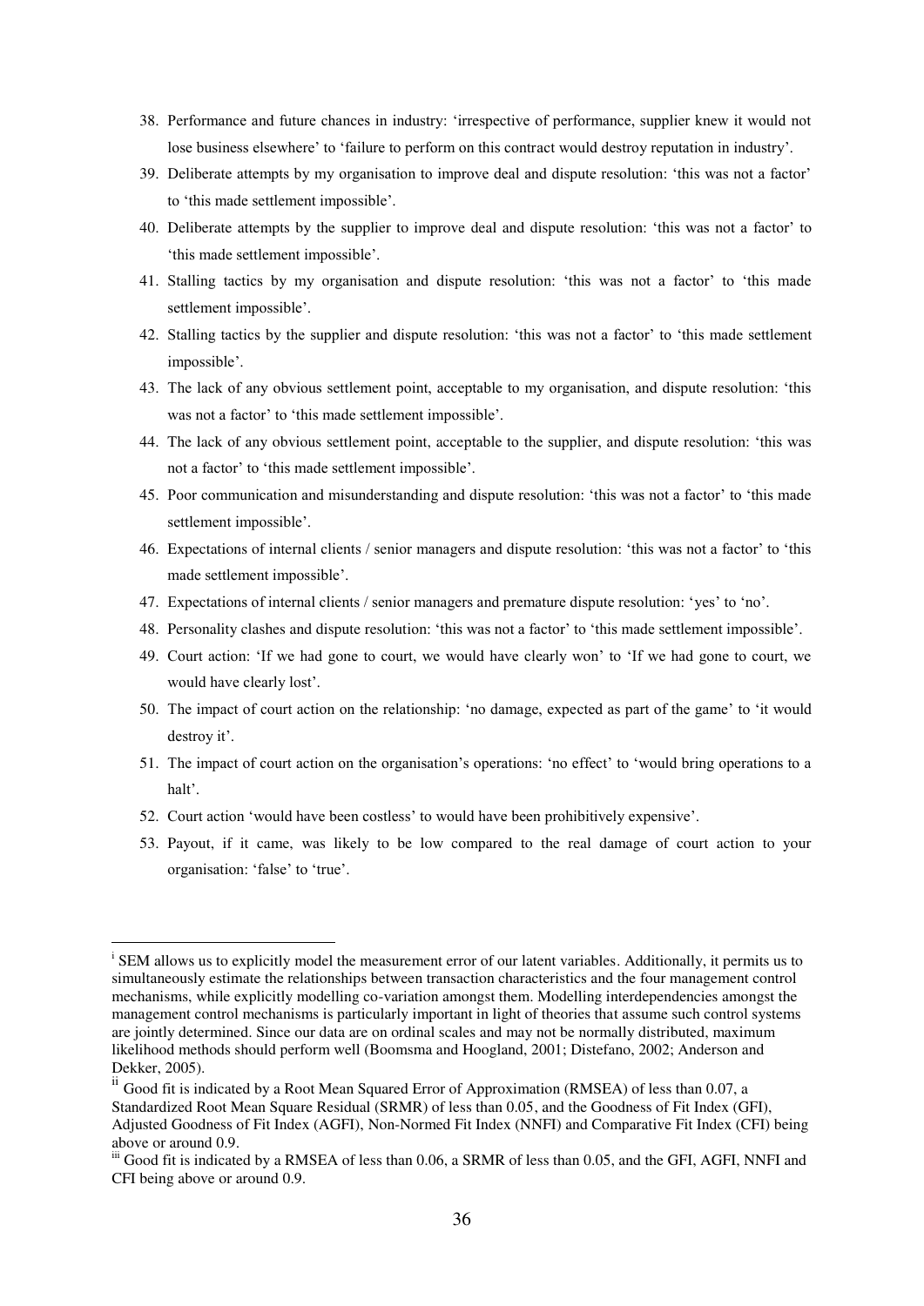38. Performance and future chances in industry: 'irrespective of performance, supplier knew it would not lose business elsewhere' to 'failure to perform on this contract would destroy reputation in industry'.
39. Deliberate attempts by my organisation to improve deal and dispute resolution: 'this was not a factor' to 'this made settlement impossible'.
40. Deliberate attempts by the supplier to improve deal and dispute resolution: 'this was not a factor' to 'this made settlement impossible'.
41. Stalling tactics by my organisation and dispute resolution: 'this was not a factor' to 'this made settlement impossible'.
42. Stalling tactics by the supplier and dispute resolution: 'this was not a factor' to 'this made settlement impossible'.
43. The lack of any obvious settlement point, acceptable to my organisation, and dispute resolution: 'this was not a factor' to 'this made settlement impossible'.
44. The lack of any obvious settlement point, acceptable to the supplier, and dispute resolution: 'this was not a factor' to 'this made settlement impossible'.
45. Poor communication and misunderstanding and dispute resolution: 'this was not a factor' to 'this made settlement impossible'.
46. Expectations of internal clients / senior managers and dispute resolution: 'this was not a factor' to 'this made settlement impossible'.
47. Expectations of internal clients / senior managers and premature dispute resolution: 'yes' to 'no'.
48. Personality clashes and dispute resolution: 'this was not a factor' to 'this made settlement impossible'.
49. Court action: 'If we had gone to court, we would have clearly won' to 'If we had gone to court, we would have clearly lost'.
50. The impact of court action on the relationship: 'no damage, expected as part of the game' to 'it would destroy it'.
51. The impact of court action on the organisation's operations: 'no effect' to 'would bring operations to a halt'.
52. Court action 'would have been costless' to would have been prohibitively expensive'.
53. Payout, if it came, was likely to be low compared to the real damage of court action to your organisation: 'false' to 'true'.

---

[i] SEM allows us to explicitly model the measurement error of our latent variables. Additionally, it permits us to simultaneously estimate the relationships between transaction characteristics and the four management control mechanisms, while explicitly modelling co-variation amongst them. Modelling interdependencies amongst the management control mechanisms is particularly important in light of theories that assume such control systems are jointly determined. Since our data are on ordinal scales and may not be normally distributed, maximum likelihood methods should perform well (Boomsma and Hoogland, 2001; Distefano, 2002; Anderson and Dekker, 2005).

[ii] Good fit is indicated by a Root Mean Squared Error of Approximation (RMSEA) of less than 0.07, a Standardized Root Mean Square Residual (SRMR) of less than 0.05, and the Goodness of Fit Index (GFI), Adjusted Goodness of Fit Index (AGFI), Non-Normed Fit Index (NNFI) and Comparative Fit Index (CFI) being above or around 0.9.

[iii] Good fit is indicated by a RMSEA of less than 0.06, a SRMR of less than 0.05, and the GFI, AGFI, NNFI and CFI being above or around 0.9.